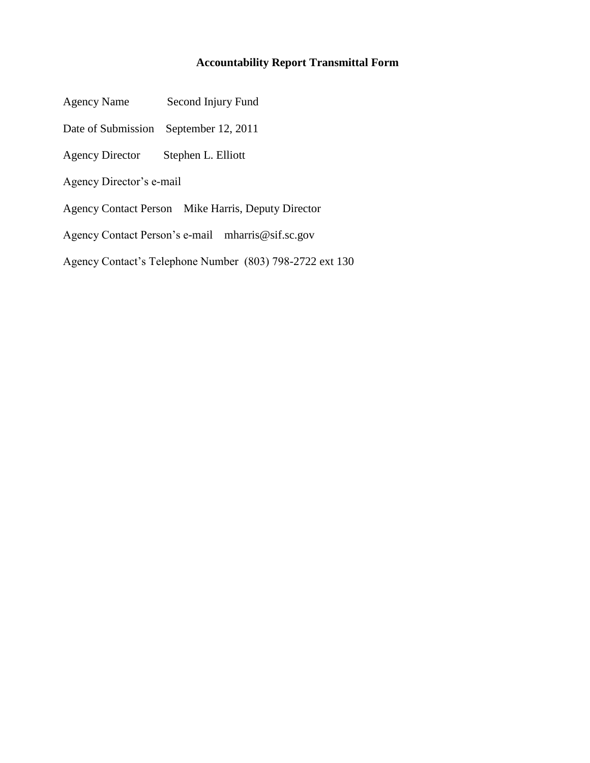# Accountability Report Transmittal Form

Agency Name Second Injury Fund

Date of Submission September 12, 2011

Agency Director Stephen L. Elliott

Agency Director's e-mail

Agency Contact Person Mike Harris, Deputy Director

Agency Contact Person's e-mail mharris@sif.sc.gov

Agency Contact's Telephone Number (803) 798-2722 ext 130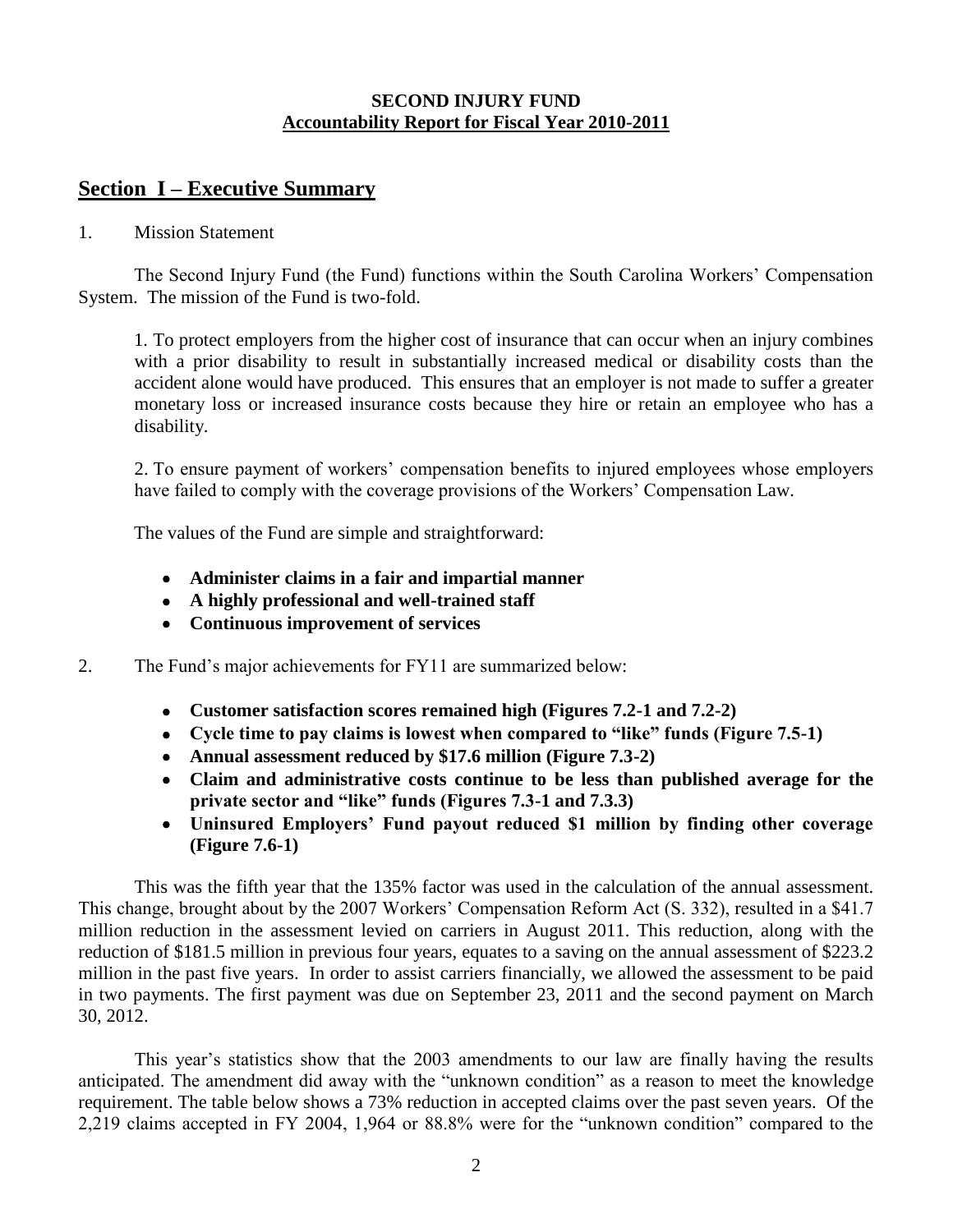**SECOND INJURY FUND**
**Accountability Report for Fiscal Year 2010-2011**

# Section I – Executive Summary

1. Mission Statement

The Second Injury Fund (the Fund) functions within the South Carolina Workers' Compensation System. The mission of the Fund is two-fold.

1. To protect employers from the higher cost of insurance that can occur when an injury combines with a prior disability to result in substantially increased medical or disability costs than the accident alone would have produced. This ensures that an employer is not made to suffer a greater monetary loss or increased insurance costs because they hire or retain an employee who has a disability.

2. To ensure payment of workers' compensation benefits to injured employees whose employers have failed to comply with the coverage provisions of the Workers' Compensation Law.

The values of the Fund are simple and straightforward:

- **Administer claims in a fair and impartial manner**
- **A highly professional and well-trained staff**
- **Continuous improvement of services**

2. The Fund's major achievements for FY11 are summarized below:

- **Customer satisfaction scores remained high (Figures 7.2-1 and 7.2-2)**
- **Cycle time to pay claims is lowest when compared to "like" funds (Figure 7.5-1)**
- **Annual assessment reduced by $17.6 million (Figure 7.3-2)**
- **Claim and administrative costs continue to be less than published average for the private sector and "like" funds (Figures 7.3-1 and 7.3.3)**
- **Uninsured Employers' Fund payout reduced $1 million by finding other coverage (Figure 7.6-1)**

This was the fifth year that the 135% factor was used in the calculation of the annual assessment. This change, brought about by the 2007 Workers' Compensation Reform Act (S. 332), resulted in a $41.7 million reduction in the assessment levied on carriers in August 2011. This reduction, along with the reduction of $181.5 million in previous four years, equates to a saving on the annual assessment of $223.2 million in the past five years. In order to assist carriers financially, we allowed the assessment to be paid in two payments. The first payment was due on September 23, 2011 and the second payment on March 30, 2012.

This year's statistics show that the 2003 amendments to our law are finally having the results anticipated. The amendment did away with the "unknown condition" as a reason to meet the knowledge requirement. The table below shows a 73% reduction in accepted claims over the past seven years. Of the 2,219 claims accepted in FY 2004, 1,964 or 88.8% were for the "unknown condition" compared to the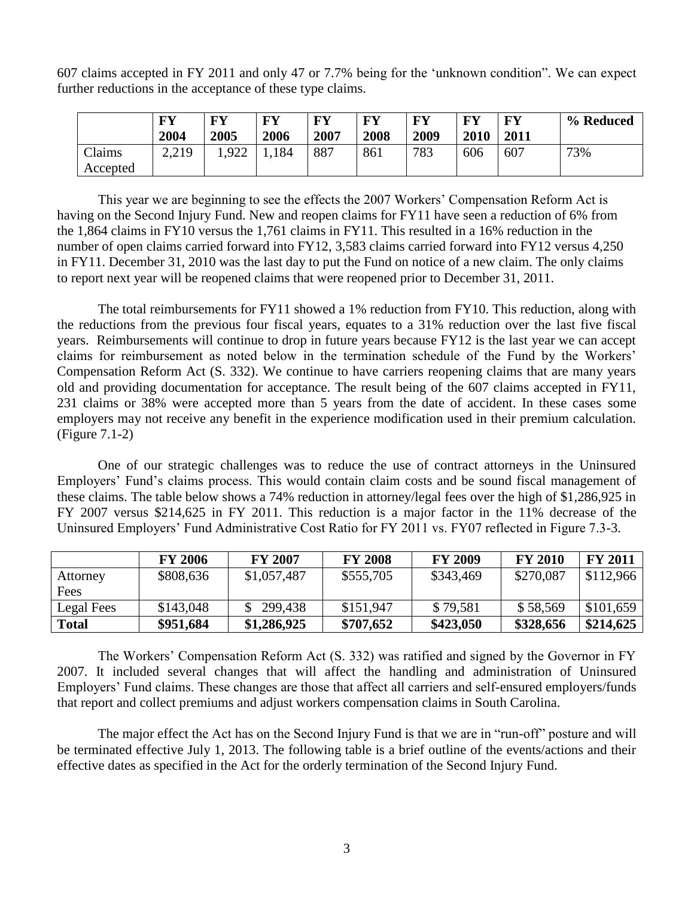607 claims accepted in FY 2011 and only 47 or 7.7% being for the 'unknown condition". We can expect further reductions in the acceptance of these type claims.

| | FY 2004 | FY 2005 | FY 2006 | FY 2007 | FY 2008 | FY 2009 | FY 2010 | FY 2011 | % Reduced |
|---|---|---|---|---|---|---|---|---|---|
| Claims Accepted | 2,219 | 1,922 | 1,184 | 887 | 861 | 783 | 606 | 607 | 73% |

This year we are beginning to see the effects the 2007 Workers' Compensation Reform Act is having on the Second Injury Fund. New and reopen claims for FY11 have seen a reduction of 6% from the 1,864 claims in FY10 versus the 1,761 claims in FY11. This resulted in a 16% reduction in the number of open claims carried forward into FY12, 3,583 claims carried forward into FY12 versus 4,250 in FY11. December 31, 2010 was the last day to put the Fund on notice of a new claim. The only claims to report next year will be reopened claims that were reopened prior to December 31, 2011.

The total reimbursements for FY11 showed a 1% reduction from FY10. This reduction, along with the reductions from the previous four fiscal years, equates to a 31% reduction over the last five fiscal years. Reimbursements will continue to drop in future years because FY12 is the last year we can accept claims for reimbursement as noted below in the termination schedule of the Fund by the Workers' Compensation Reform Act (S. 332). We continue to have carriers reopening claims that are many years old and providing documentation for acceptance. The result being of the 607 claims accepted in FY11, 231 claims or 38% were accepted more than 5 years from the date of accident. In these cases some employers may not receive any benefit in the experience modification used in their premium calculation. (Figure 7.1-2)

One of our strategic challenges was to reduce the use of contract attorneys in the Uninsured Employers' Fund's claims process. This would contain claim costs and be sound fiscal management of these claims. The table below shows a 74% reduction in attorney/legal fees over the high of $1,286,925 in FY 2007 versus $214,625 in FY 2011. This reduction is a major factor in the 11% decrease of the Uninsured Employers' Fund Administrative Cost Ratio for FY 2011 vs. FY07 reflected in Figure 7.3-3.

| | FY 2006 | FY 2007 | FY 2008 | FY 2009 | FY 2010 | FY 2011 |
|---|---|---|---|---|---|---|
| Attorney Fees | $808,636 | $1,057,487 | $555,705 | $343,469 | $270,087 | $112,966 |
| Legal Fees | $143,048 | $ 299,438 | $151,947 | $ 79,581 | $ 58,569 | $101,659 |
| **Total** | **$951,684** | **$1,286,925** | **$707,652** | **$423,050** | **$328,656** | **$214,625** |

The Workers' Compensation Reform Act (S. 332) was ratified and signed by the Governor in FY 2007. It included several changes that will affect the handling and administration of Uninsured Employers' Fund claims. These changes are those that affect all carriers and self-ensured employers/funds that report and collect premiums and adjust workers compensation claims in South Carolina.

The major effect the Act has on the Second Injury Fund is that we are in "run-off" posture and will be terminated effective July 1, 2013. The following table is a brief outline of the events/actions and their effective dates as specified in the Act for the orderly termination of the Second Injury Fund.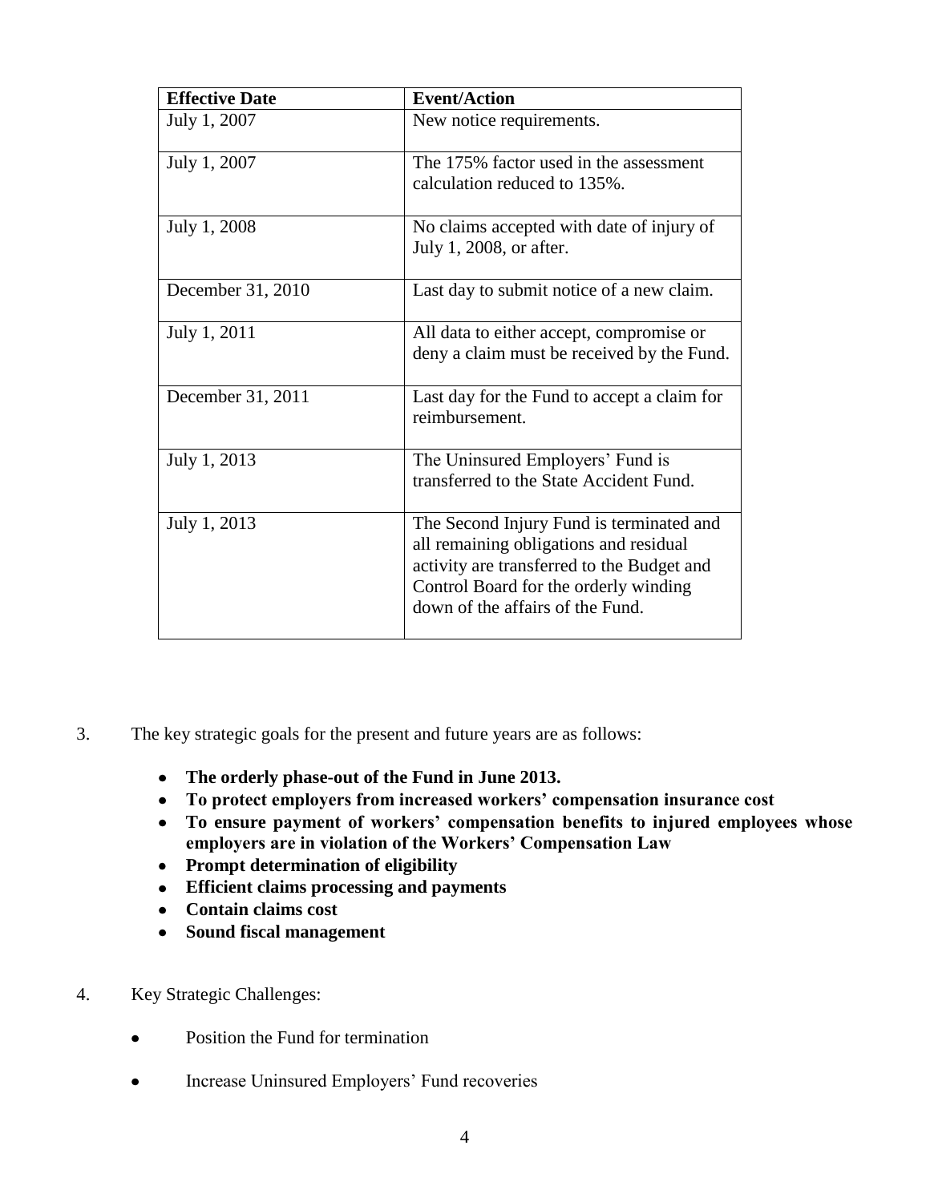| Effective Date | Event/Action |
|---|---|
| July 1, 2007 | New notice requirements. |
| July 1, 2007 | The 175% factor used in the assessment calculation reduced to 135%. |
| July 1, 2008 | No claims accepted with date of injury of July 1, 2008, or after. |
| December 31, 2010 | Last day to submit notice of a new claim. |
| July 1, 2011 | All data to either accept, compromise or deny a claim must be received by the Fund. |
| December 31, 2011 | Last day for the Fund to accept a claim for reimbursement. |
| July 1, 2013 | The Uninsured Employers' Fund is transferred to the State Accident Fund. |
| July 1, 2013 | The Second Injury Fund is terminated and all remaining obligations and residual activity are transferred to the Budget and Control Board for the orderly winding down of the affairs of the Fund. |

3. The key strategic goals for the present and future years are as follows:

   - **The orderly phase-out of the Fund in June 2013.**
   - **To protect employers from increased workers' compensation insurance cost**
   - **To ensure payment of workers' compensation benefits to injured employees whose employers are in violation of the Workers' Compensation Law**
   - **Prompt determination of eligibility**
   - **Efficient claims processing and payments**
   - **Contain claims cost**
   - **Sound fiscal management**

4. Key Strategic Challenges:

   - Position the Fund for termination
   - Increase Uninsured Employers' Fund recoveries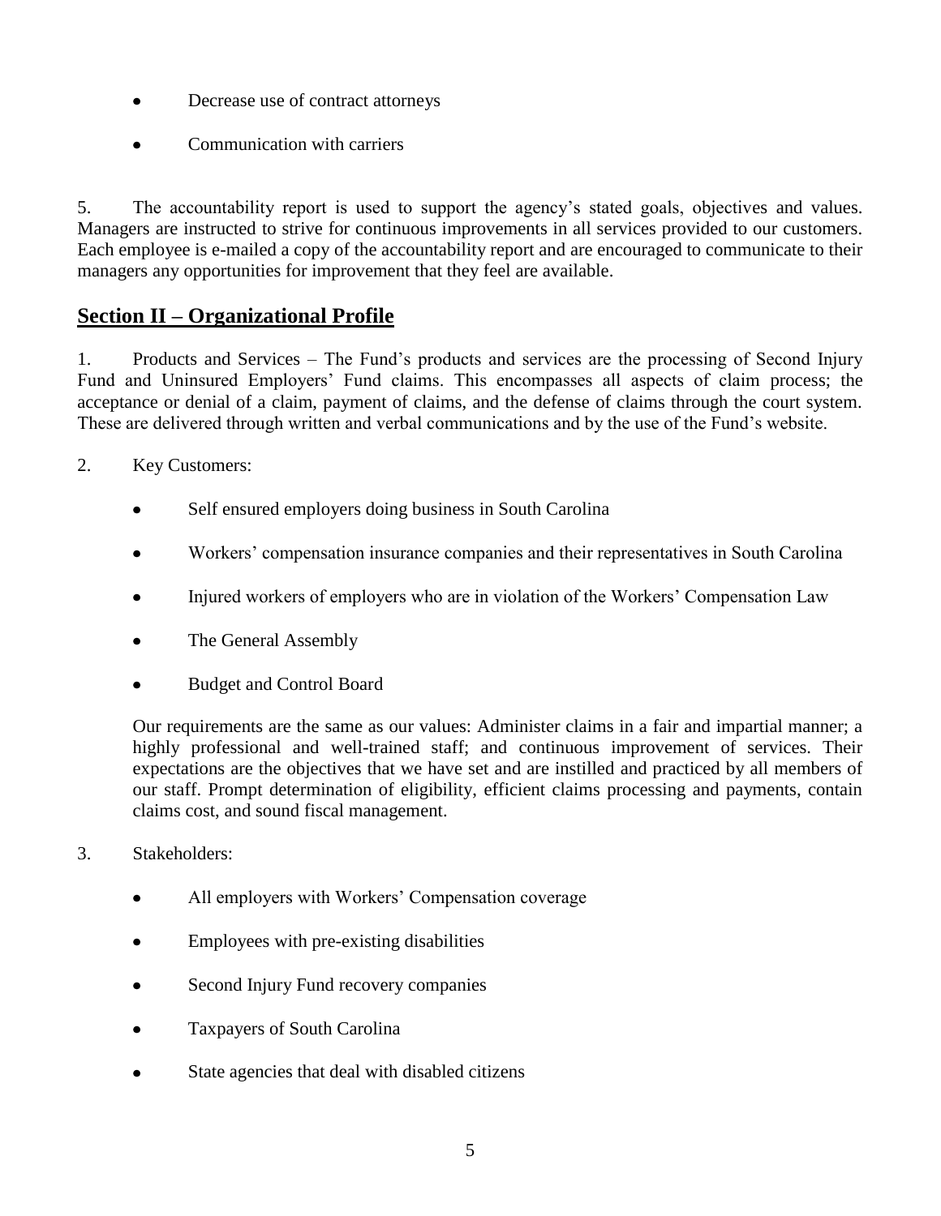- Decrease use of contract attorneys
- Communication with carriers

5. The accountability report is used to support the agency's stated goals, objectives and values. Managers are instructed to strive for continuous improvements in all services provided to our customers. Each employee is e-mailed a copy of the accountability report and are encouraged to communicate to their managers any opportunities for improvement that they feel are available.

## Section II – Organizational Profile

1. Products and Services – The Fund's products and services are the processing of Second Injury Fund and Uninsured Employers' Fund claims. This encompasses all aspects of claim process; the acceptance or denial of a claim, payment of claims, and the defense of claims through the court system. These are delivered through written and verbal communications and by the use of the Fund's website.

2. Key Customers:

   - Self ensured employers doing business in South Carolina
   - Workers' compensation insurance companies and their representatives in South Carolina
   - Injured workers of employers who are in violation of the Workers' Compensation Law
   - The General Assembly
   - Budget and Control Board

   Our requirements are the same as our values: Administer claims in a fair and impartial manner; a highly professional and well-trained staff; and continuous improvement of services. Their expectations are the objectives that we have set and are instilled and practiced by all members of our staff. Prompt determination of eligibility, efficient claims processing and payments, contain claims cost, and sound fiscal management.

3. Stakeholders:

   - All employers with Workers' Compensation coverage
   - Employees with pre-existing disabilities
   - Second Injury Fund recovery companies
   - Taxpayers of South Carolina
   - State agencies that deal with disabled citizens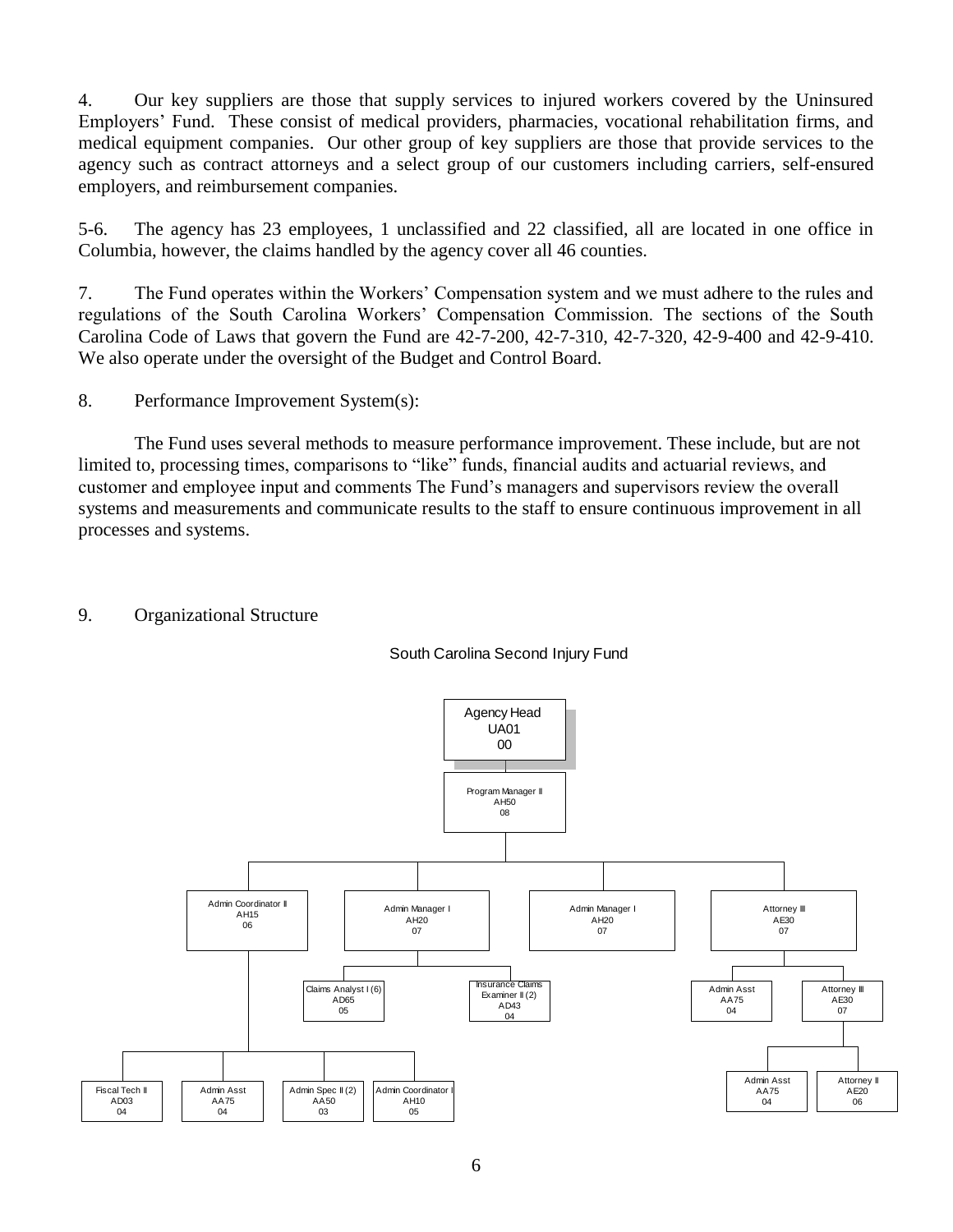4. Our key suppliers are those that supply services to injured workers covered by the Uninsured Employers' Fund. These consist of medical providers, pharmacies, vocational rehabilitation firms, and medical equipment companies. Our other group of key suppliers are those that provide services to the agency such as contract attorneys and a select group of our customers including carriers, self-ensured employers, and reimbursement companies.

5-6. The agency has 23 employees, 1 unclassified and 22 classified, all are located in one office in Columbia, however, the claims handled by the agency cover all 46 counties.

7. The Fund operates within the Workers' Compensation system and we must adhere to the rules and regulations of the South Carolina Workers' Compensation Commission. The sections of the South Carolina Code of Laws that govern the Fund are 42-7-200, 42-7-310, 42-7-320, 42-9-400 and 42-9-410. We also operate under the oversight of the Budget and Control Board.

8. Performance Improvement System(s):

The Fund uses several methods to measure performance improvement. These include, but are not limited to, processing times, comparisons to "like" funds, financial audits and actuarial reviews, and customer and employee input and comments The Fund's managers and supervisors review the overall systems and measurements and communicate results to the staff to ensure continuous improvement in all processes and systems.

9. Organizational Structure

South Carolina Second Injury Fund

- Agency Head UA01 00
  - Program Manager II AH50 08
    - Admin Coordinator II AH15 06
      - Fiscal Tech II AD03 04
      - Admin Asst AA75 04
      - Admin Spec II (2) AA50 03
      - Admin Coordinator I AH10 05
    - Admin Manager I AH20 07
      - Claims Analyst I (6) AD65 05
      - Insurance Claims Examiner II (2) AD43 04
    - Admin Manager I AH20 07
    - Attorney III AE30 07
      - Admin Asst AA75 04
      - Attorney III AE30 07
        - Admin Asst AA75 04
        - Attorney II AE20 06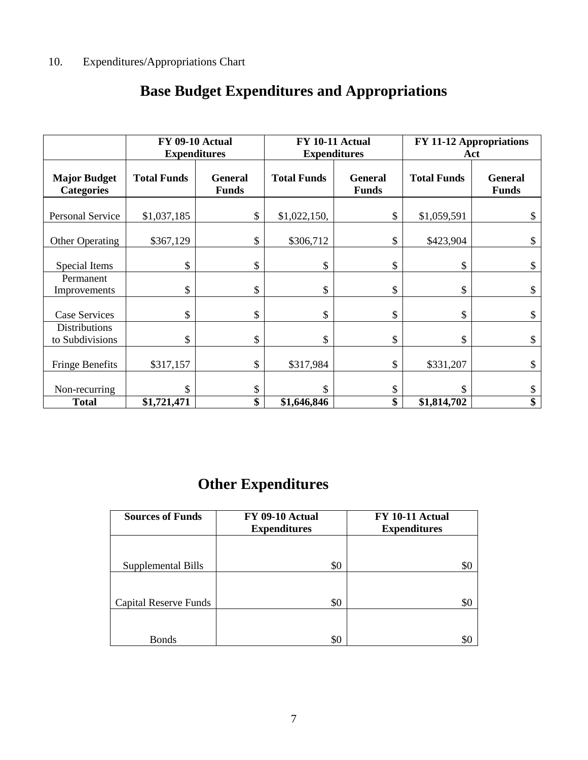10. Expenditures/Appropriations Chart

# Base Budget Expenditures and Appropriations

| | FY 09-10 Actual Expenditures | | FY 10-11 Actual Expenditures | | FY 11-12 Appropriations Act | |
|---|---|---|---|---|---|---|
| **Major Budget Categories** | **Total Funds** | **General Funds** | **Total Funds** | **General Funds** | **Total Funds** | **General Funds** |
| Personal Service | $1,037,185 | $ | $1,022,150, | $ | $1,059,591 | $ |
| Other Operating | $367,129 | $ | $306,712 | $ | $423,904 | $ |
| Special Items | $ | $ | $ | $ | $ | $ |
| Permanent Improvements | $ | $ | $ | $ | $ | $ |
| Case Services | $ | $ | $ | $ | $ | $ |
| Distributions to Subdivisions | $ | $ | $ | $ | $ | $ |
| Fringe Benefits | $317,157 | $ | $317,984 | $ | $331,207 | $ |
| Non-recurring | $ | $ | $ | $ | $ | $ |
| **Total** | **$1,721,471** | **$** | **$1,646,846** | **$** | **$1,814,702** | **$** |

# Other Expenditures

| Sources of Funds | FY 09-10 Actual Expenditures | FY 10-11 Actual Expenditures |
|---|---|---|
| Supplemental Bills | $0 | $0 |
| Capital Reserve Funds | $0 | $0 |
| Bonds | $0 | $0 |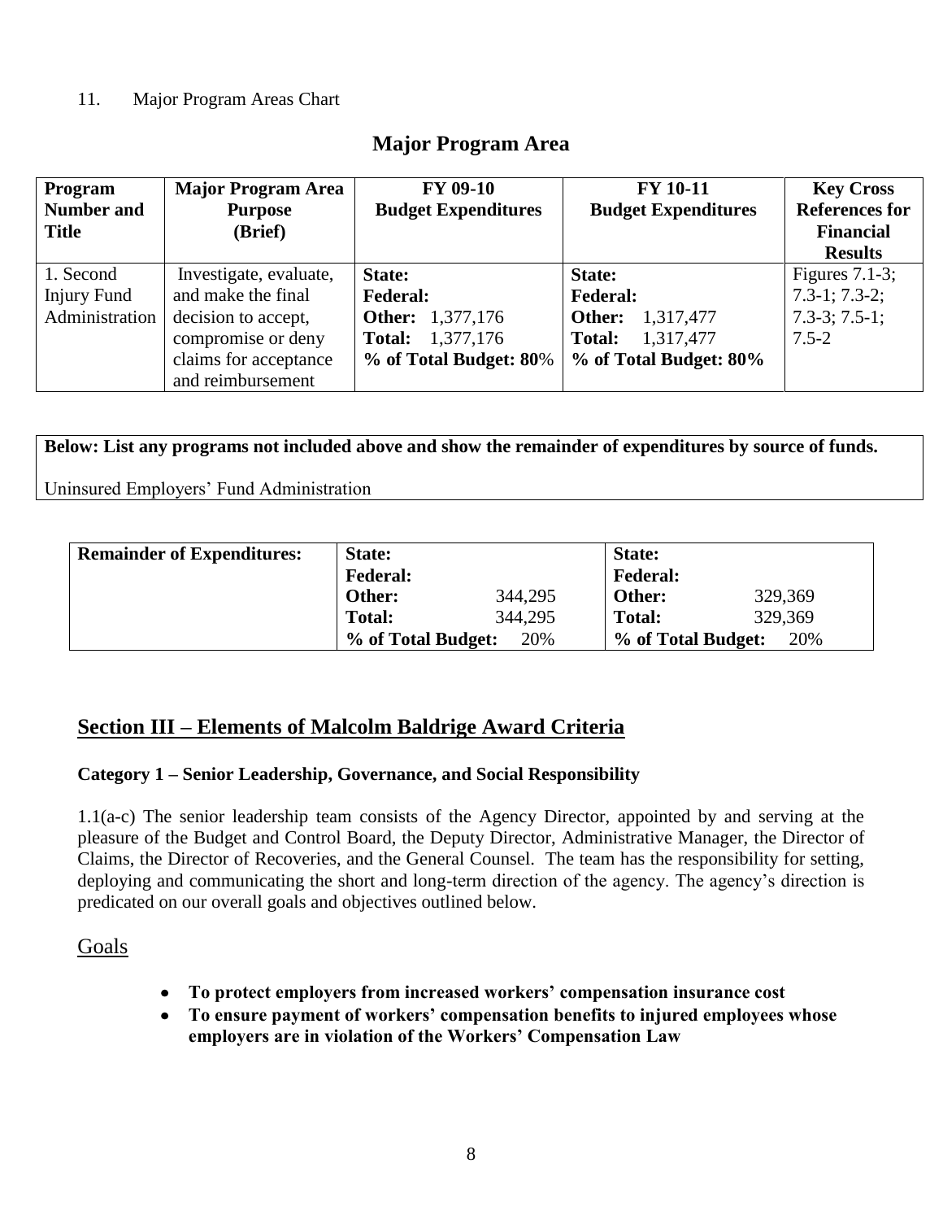11. Major Program Areas Chart

## Major Program Area

| Program Number and Title | Major Program Area Purpose (Brief) | FY 09-10 Budget Expenditures | FY 10-11 Budget Expenditures | Key Cross References for Financial Results |
|---|---|---|---|---|
| 1. Second Injury Fund Administration | Investigate, evaluate, and make the final decision to accept, compromise or deny claims for acceptance and reimbursement | **State:**<br>**Federal:**<br>**Other:** 1,377,176<br>**Total:** 1,377,176<br>**% of Total Budget: 80**% | **State:**<br>**Federal:**<br>**Other:** 1,317,477<br>**Total:** 1,317,477<br>**% of Total Budget: 80%** | Figures 7.1-3; 7.3-1; 7.3-2; 7.3-3; 7.5-1; 7.5-2 |

**Below: List any programs not included above and show the remainder of expenditures by source of funds.**

Uninsured Employers' Fund Administration

| Remainder of Expenditures: | | | | |
|---|---|---|---|---|
| | **State:** | | **State:** | |
| | **Federal:** | | **Federal:** | |
| | **Other:** | 344,295 | **Other:** | 329,369 |
| | **Total:** | 344,295 | **Total:** | 329,369 |
| | **% of Total Budget:** | 20% | **% of Total Budget:** | 20% |

## Section III – Elements of Malcolm Baldrige Award Criteria

### Category 1 – Senior Leadership, Governance, and Social Responsibility

1.1(a-c) The senior leadership team consists of the Agency Director, appointed by and serving at the pleasure of the Budget and Control Board, the Deputy Director, Administrative Manager, the Director of Claims, the Director of Recoveries, and the General Counsel. The team has the responsibility for setting, deploying and communicating the short and long-term direction of the agency. The agency's direction is predicated on our overall goals and objectives outlined below.

Goals

- **To protect employers from increased workers' compensation insurance cost**
- **To ensure payment of workers' compensation benefits to injured employees whose employers are in violation of the Workers' Compensation Law**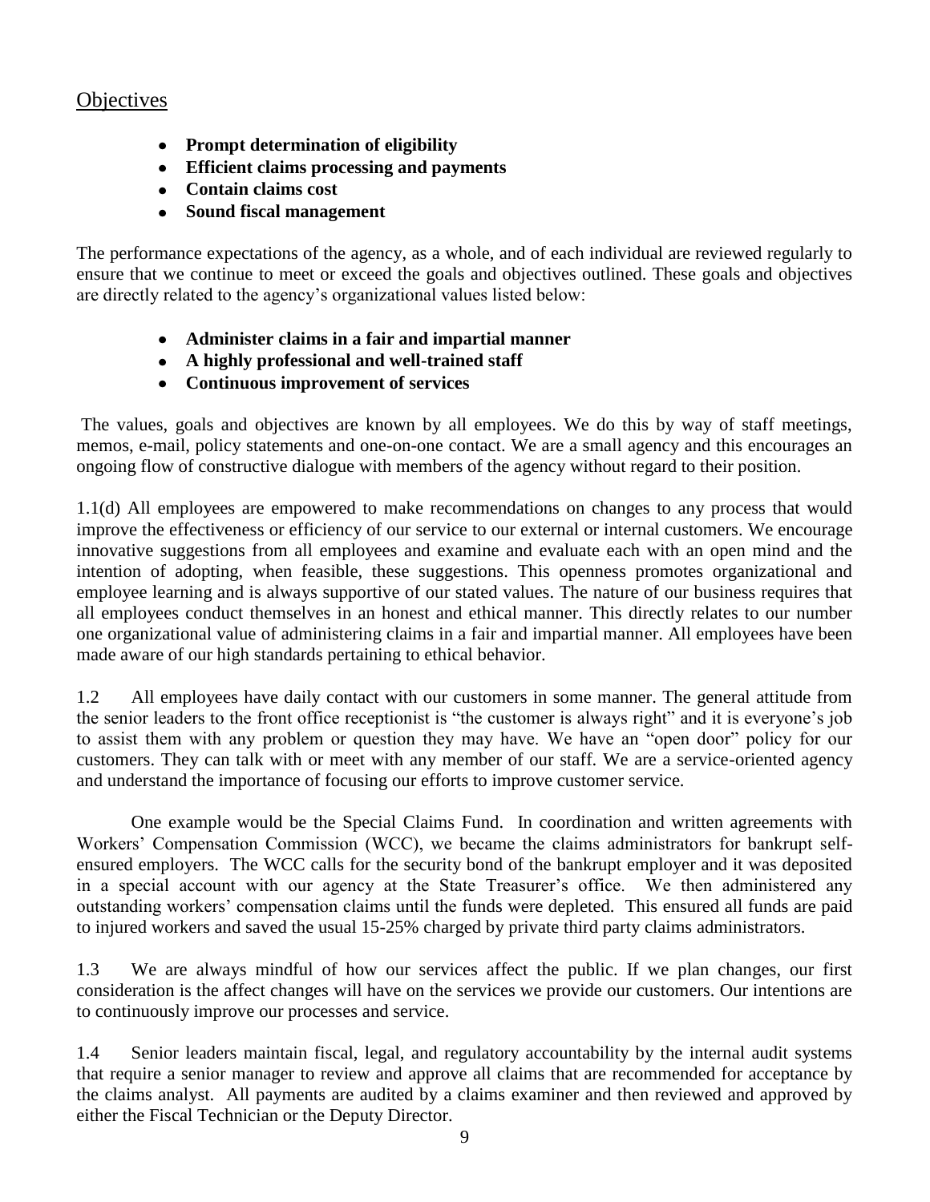## Objectives

- **Prompt determination of eligibility**
- **Efficient claims processing and payments**
- **Contain claims cost**
- **Sound fiscal management**

The performance expectations of the agency, as a whole, and of each individual are reviewed regularly to ensure that we continue to meet or exceed the goals and objectives outlined. These goals and objectives are directly related to the agency's organizational values listed below:

- **Administer claims in a fair and impartial manner**
- **A highly professional and well-trained staff**
- **Continuous improvement of services**

The values, goals and objectives are known by all employees. We do this by way of staff meetings, memos, e-mail, policy statements and one-on-one contact. We are a small agency and this encourages an ongoing flow of constructive dialogue with members of the agency without regard to their position.

1.1(d) All employees are empowered to make recommendations on changes to any process that would improve the effectiveness or efficiency of our service to our external or internal customers. We encourage innovative suggestions from all employees and examine and evaluate each with an open mind and the intention of adopting, when feasible, these suggestions. This openness promotes organizational and employee learning and is always supportive of our stated values. The nature of our business requires that all employees conduct themselves in an honest and ethical manner. This directly relates to our number one organizational value of administering claims in a fair and impartial manner. All employees have been made aware of our high standards pertaining to ethical behavior.

1.2 All employees have daily contact with our customers in some manner. The general attitude from the senior leaders to the front office receptionist is "the customer is always right" and it is everyone's job to assist them with any problem or question they may have. We have an "open door" policy for our customers. They can talk with or meet with any member of our staff. We are a service-oriented agency and understand the importance of focusing our efforts to improve customer service.

One example would be the Special Claims Fund. In coordination and written agreements with Workers' Compensation Commission (WCC), we became the claims administrators for bankrupt self-ensured employers. The WCC calls for the security bond of the bankrupt employer and it was deposited in a special account with our agency at the State Treasurer's office. We then administered any outstanding workers' compensation claims until the funds were depleted. This ensured all funds are paid to injured workers and saved the usual 15-25% charged by private third party claims administrators.

1.3 We are always mindful of how our services affect the public. If we plan changes, our first consideration is the affect changes will have on the services we provide our customers. Our intentions are to continuously improve our processes and service.

1.4 Senior leaders maintain fiscal, legal, and regulatory accountability by the internal audit systems that require a senior manager to review and approve all claims that are recommended for acceptance by the claims analyst. All payments are audited by a claims examiner and then reviewed and approved by either the Fiscal Technician or the Deputy Director.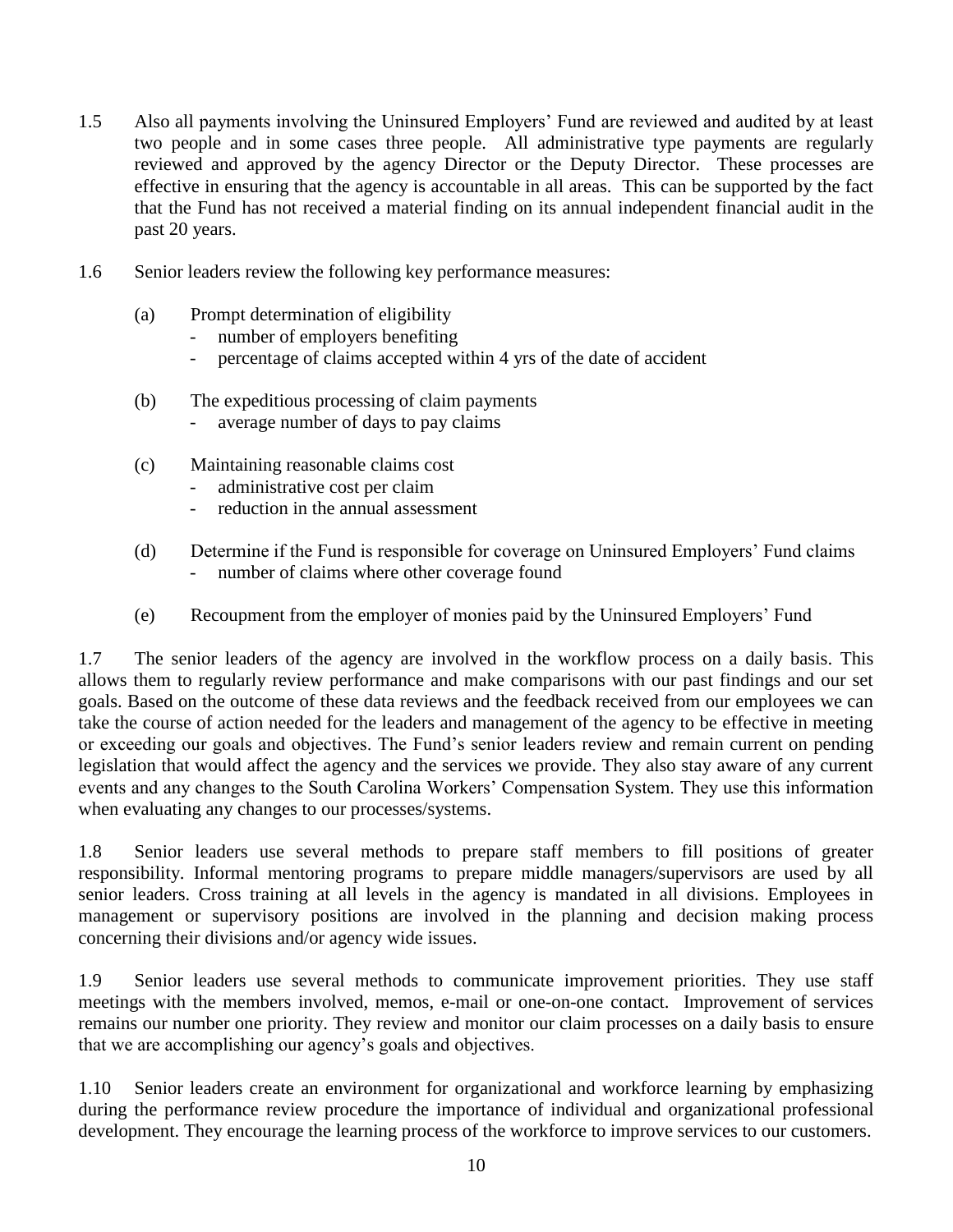1.5 Also all payments involving the Uninsured Employers' Fund are reviewed and audited by at least two people and in some cases three people. All administrative type payments are regularly reviewed and approved by the agency Director or the Deputy Director. These processes are effective in ensuring that the agency is accountable in all areas. This can be supported by the fact that the Fund has not received a material finding on its annual independent financial audit in the past 20 years.

1.6 Senior leaders review the following key performance measures:

(a) Prompt determination of eligibility
- number of employers benefiting
- percentage of claims accepted within 4 yrs of the date of accident

(b) The expeditious processing of claim payments
- average number of days to pay claims

(c) Maintaining reasonable claims cost
- administrative cost per claim
- reduction in the annual assessment

(d) Determine if the Fund is responsible for coverage on Uninsured Employers' Fund claims
- number of claims where other coverage found

(e) Recoupment from the employer of monies paid by the Uninsured Employers' Fund

1.7 The senior leaders of the agency are involved in the workflow process on a daily basis. This allows them to regularly review performance and make comparisons with our past findings and our set goals. Based on the outcome of these data reviews and the feedback received from our employees we can take the course of action needed for the leaders and management of the agency to be effective in meeting or exceeding our goals and objectives. The Fund's senior leaders review and remain current on pending legislation that would affect the agency and the services we provide. They also stay aware of any current events and any changes to the South Carolina Workers' Compensation System. They use this information when evaluating any changes to our processes/systems.

1.8 Senior leaders use several methods to prepare staff members to fill positions of greater responsibility. Informal mentoring programs to prepare middle managers/supervisors are used by all senior leaders. Cross training at all levels in the agency is mandated in all divisions. Employees in management or supervisory positions are involved in the planning and decision making process concerning their divisions and/or agency wide issues.

1.9 Senior leaders use several methods to communicate improvement priorities. They use staff meetings with the members involved, memos, e-mail or one-on-one contact. Improvement of services remains our number one priority. They review and monitor our claim processes on a daily basis to ensure that we are accomplishing our agency's goals and objectives.

1.10 Senior leaders create an environment for organizational and workforce learning by emphasizing during the performance review procedure the importance of individual and organizational professional development. They encourage the learning process of the workforce to improve services to our customers.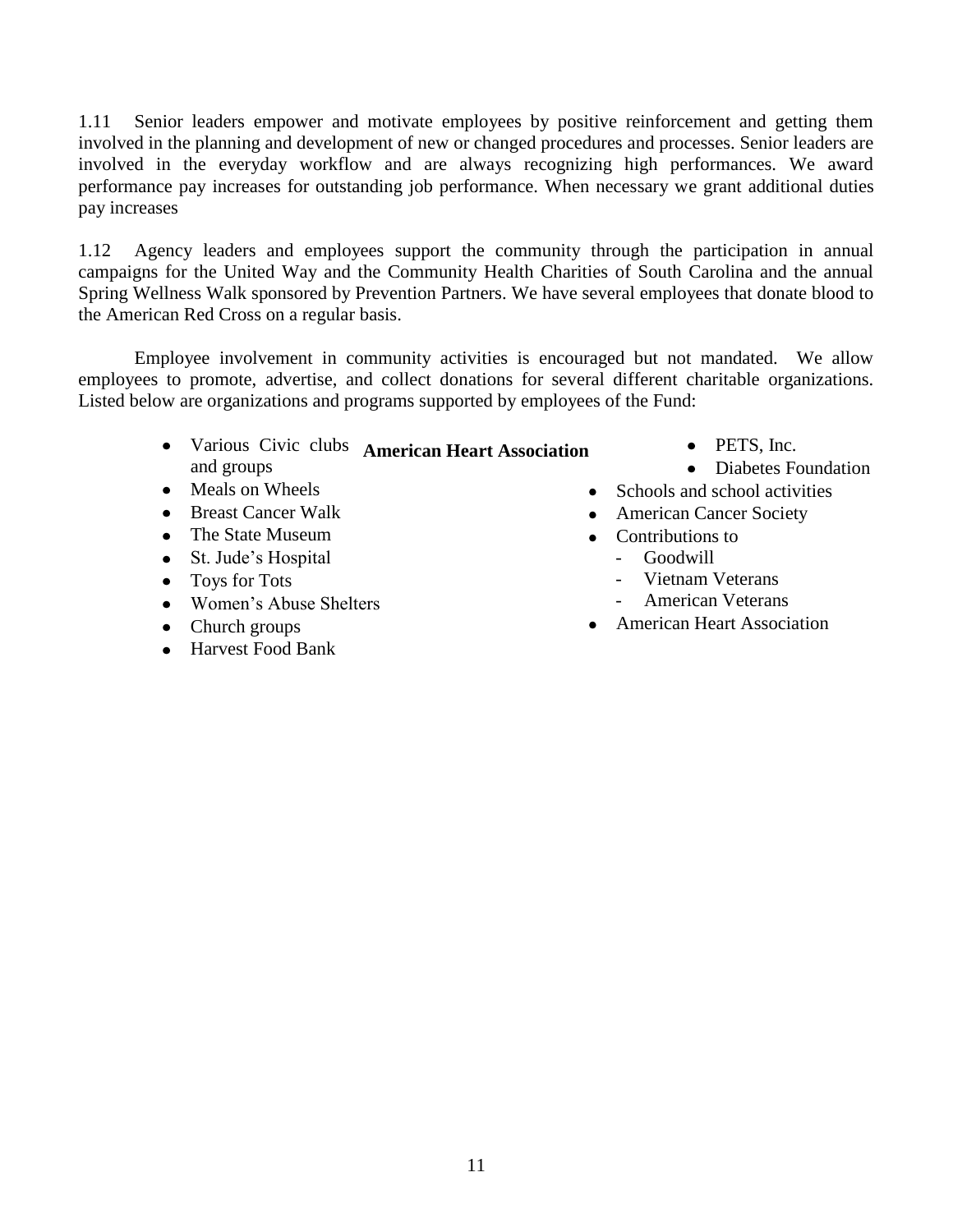1.11 Senior leaders empower and motivate employees by positive reinforcement and getting them involved in the planning and development of new or changed procedures and processes. Senior leaders are involved in the everyday workflow and are always recognizing high performances. We award performance pay increases for outstanding job performance. When necessary we grant additional duties pay increases

1.12 Agency leaders and employees support the community through the participation in annual campaigns for the United Way and the Community Health Charities of South Carolina and the annual Spring Wellness Walk sponsored by Prevention Partners. We have several employees that donate blood to the American Red Cross on a regular basis.

Employee involvement in community activities is encouraged but not mandated. We allow employees to promote, advertise, and collect donations for several different charitable organizations. Listed below are organizations and programs supported by employees of the Fund:

**American Heart Association**

- Various Civic clubs and groups
- Meals on Wheels
- Breast Cancer Walk
- The State Museum
- St. Jude's Hospital
- Toys for Tots
- Women's Abuse Shelters
- Church groups
- Harvest Food Bank
- PETS, Inc.
- Diabetes Foundation
- Schools and school activities
- American Cancer Society
- Contributions to
  - Goodwill
  - Vietnam Veterans
  - American Veterans
- American Heart Association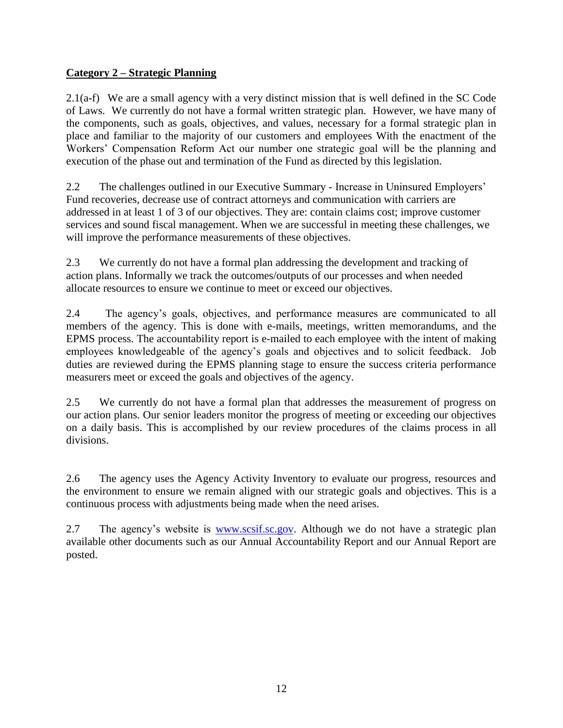## **Category 2 – Strategic Planning**

2.1(a-f) We are a small agency with a very distinct mission that is well defined in the SC Code of Laws. We currently do not have a formal written strategic plan. However, we have many of the components, such as goals, objectives, and values, necessary for a formal strategic plan in place and familiar to the majority of our customers and employees With the enactment of the Workers' Compensation Reform Act our number one strategic goal will be the planning and execution of the phase out and termination of the Fund as directed by this legislation.

2.2 The challenges outlined in our Executive Summary - Increase in Uninsured Employers' Fund recoveries, decrease use of contract attorneys and communication with carriers are addressed in at least 1 of 3 of our objectives. They are: contain claims cost; improve customer services and sound fiscal management. When we are successful in meeting these challenges, we will improve the performance measurements of these objectives.

2.3 We currently do not have a formal plan addressing the development and tracking of action plans. Informally we track the outcomes/outputs of our processes and when needed allocate resources to ensure we continue to meet or exceed our objectives.

2.4 The agency's goals, objectives, and performance measures are communicated to all members of the agency. This is done with e-mails, meetings, written memorandums, and the EPMS process. The accountability report is e-mailed to each employee with the intent of making employees knowledgeable of the agency's goals and objectives and to solicit feedback. Job duties are reviewed during the EPMS planning stage to ensure the success criteria performance measurers meet or exceed the goals and objectives of the agency.

2.5 We currently do not have a formal plan that addresses the measurement of progress on our action plans. Our senior leaders monitor the progress of meeting or exceeding our objectives on a daily basis. This is accomplished by our review procedures of the claims process in all divisions.

2.6 The agency uses the Agency Activity Inventory to evaluate our progress, resources and the environment to ensure we remain aligned with our strategic goals and objectives. This is a continuous process with adjustments being made when the need arises.

2.7 The agency's website is [www.scsif.sc.gov](http://www.scsif.sc.gov). Although we do not have a strategic plan available other documents such as our Annual Accountability Report and our Annual Report are posted.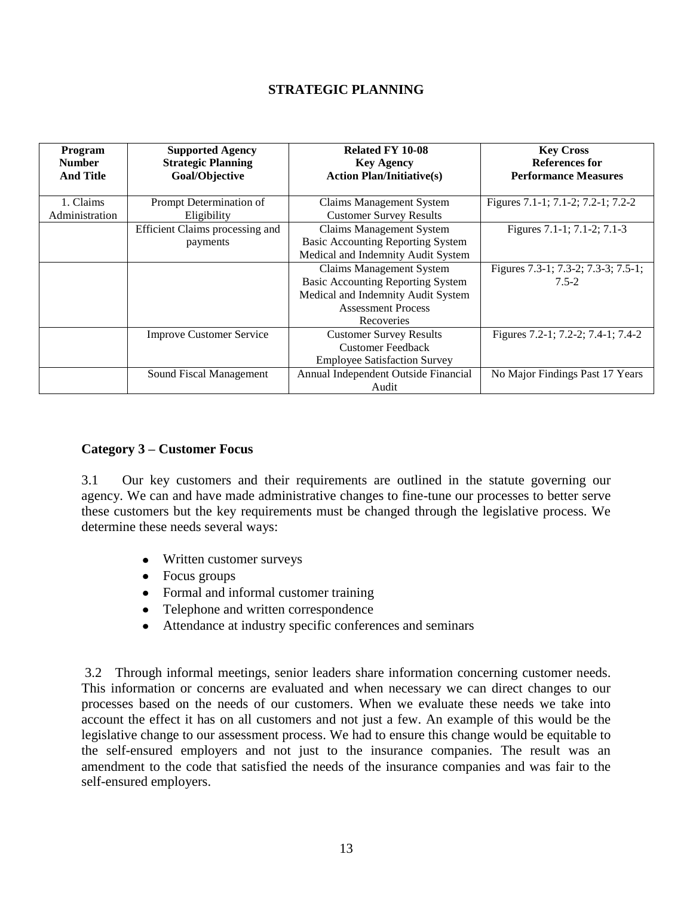## STRATEGIC PLANNING

| Program Number And Title | Supported Agency Strategic Planning Goal/Objective | Related FY 10-08 Key Agency Action Plan/Initiative(s) | Key Cross References for Performance Measures |
|---|---|---|---|
| 1. Claims Administration | Prompt Determination of Eligibility | Claims Management System<br>Customer Survey Results | Figures 7.1-1; 7.1-2; 7.2-1; 7.2-2 |
| | Efficient Claims processing and payments | Claims Management System<br>Basic Accounting Reporting System<br>Medical and Indemnity Audit System | Figures 7.1-1; 7.1-2; 7.1-3 |
| | | Claims Management System<br>Basic Accounting Reporting System<br>Medical and Indemnity Audit System<br>Assessment Process<br>Recoveries | Figures 7.3-1; 7.3-2; 7.3-3; 7.5-1; 7.5-2 |
| | Improve Customer Service | Customer Survey Results<br>Customer Feedback<br>Employee Satisfaction Survey | Figures 7.2-1; 7.2-2; 7.4-1; 7.4-2 |
| | Sound Fiscal Management | Annual Independent Outside Financial Audit | No Major Findings Past 17 Years |

### Category 3 – Customer Focus

3.1 Our key customers and their requirements are outlined in the statute governing our agency. We can and have made administrative changes to fine-tune our processes to better serve these customers but the key requirements must be changed through the legislative process. We determine these needs several ways:

- Written customer surveys
- Focus groups
- Formal and informal customer training
- Telephone and written correspondence
- Attendance at industry specific conferences and seminars

3.2 Through informal meetings, senior leaders share information concerning customer needs. This information or concerns are evaluated and when necessary we can direct changes to our processes based on the needs of our customers. When we evaluate these needs we take into account the effect it has on all customers and not just a few. An example of this would be the legislative change to our assessment process. We had to ensure this change would be equitable to the self-ensured employers and not just to the insurance companies. The result was an amendment to the code that satisfied the needs of the insurance companies and was fair to the self-ensured employers.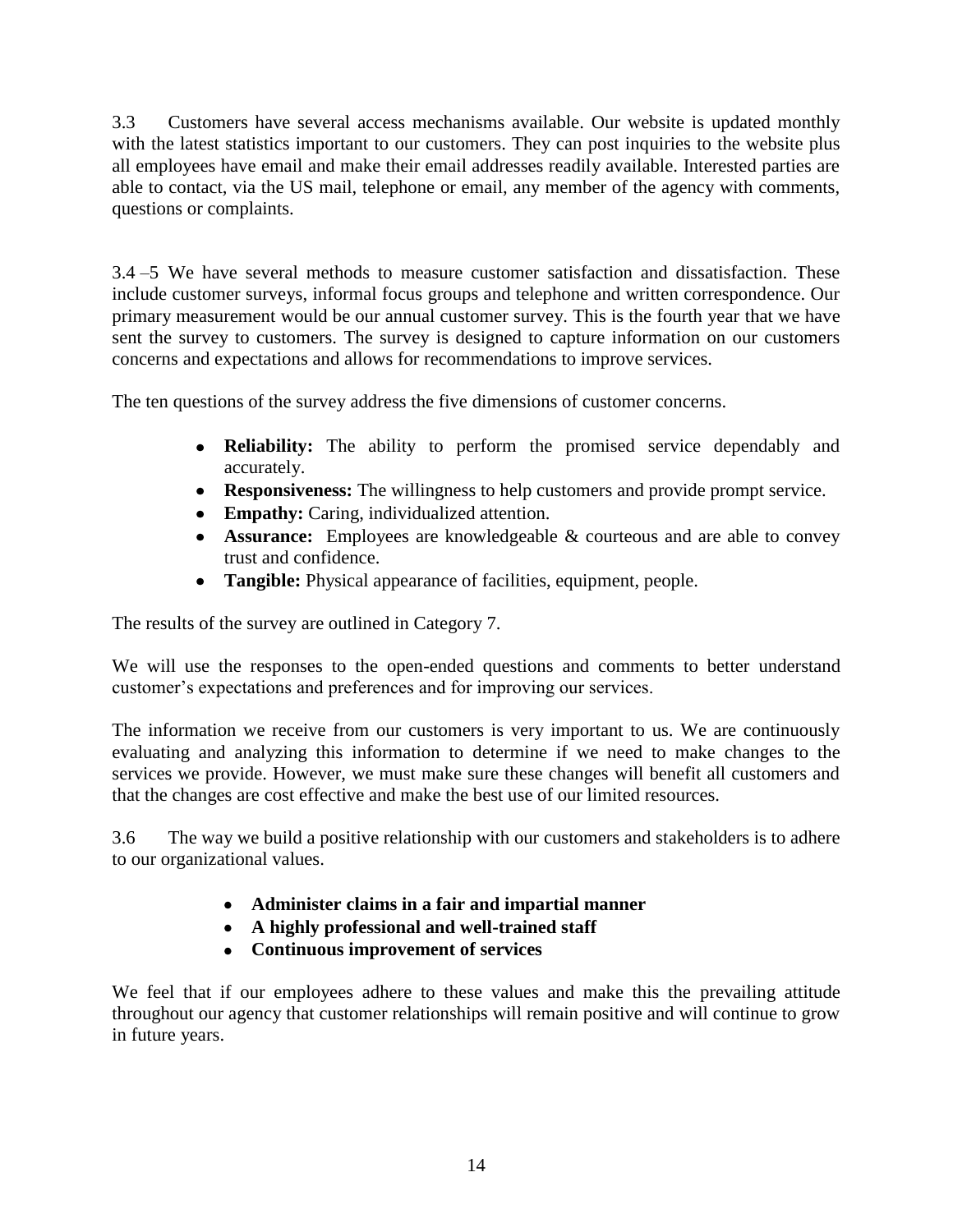3.3 Customers have several access mechanisms available. Our website is updated monthly with the latest statistics important to our customers. They can post inquiries to the website plus all employees have email and make their email addresses readily available. Interested parties are able to contact, via the US mail, telephone or email, any member of the agency with comments, questions or complaints.

3.4 –5 We have several methods to measure customer satisfaction and dissatisfaction. These include customer surveys, informal focus groups and telephone and written correspondence. Our primary measurement would be our annual customer survey. This is the fourth year that we have sent the survey to customers. The survey is designed to capture information on our customers concerns and expectations and allows for recommendations to improve services.

The ten questions of the survey address the five dimensions of customer concerns.

- **Reliability:** The ability to perform the promised service dependably and accurately.
- **Responsiveness:** The willingness to help customers and provide prompt service.
- **Empathy:** Caring, individualized attention.
- **Assurance:** Employees are knowledgeable & courteous and are able to convey trust and confidence.
- **Tangible:** Physical appearance of facilities, equipment, people.

The results of the survey are outlined in Category 7.

We will use the responses to the open-ended questions and comments to better understand customer's expectations and preferences and for improving our services.

The information we receive from our customers is very important to us. We are continuously evaluating and analyzing this information to determine if we need to make changes to the services we provide. However, we must make sure these changes will benefit all customers and that the changes are cost effective and make the best use of our limited resources.

3.6 The way we build a positive relationship with our customers and stakeholders is to adhere to our organizational values.

- **Administer claims in a fair and impartial manner**
- **A highly professional and well-trained staff**
- **Continuous improvement of services**

We feel that if our employees adhere to these values and make this the prevailing attitude throughout our agency that customer relationships will remain positive and will continue to grow in future years.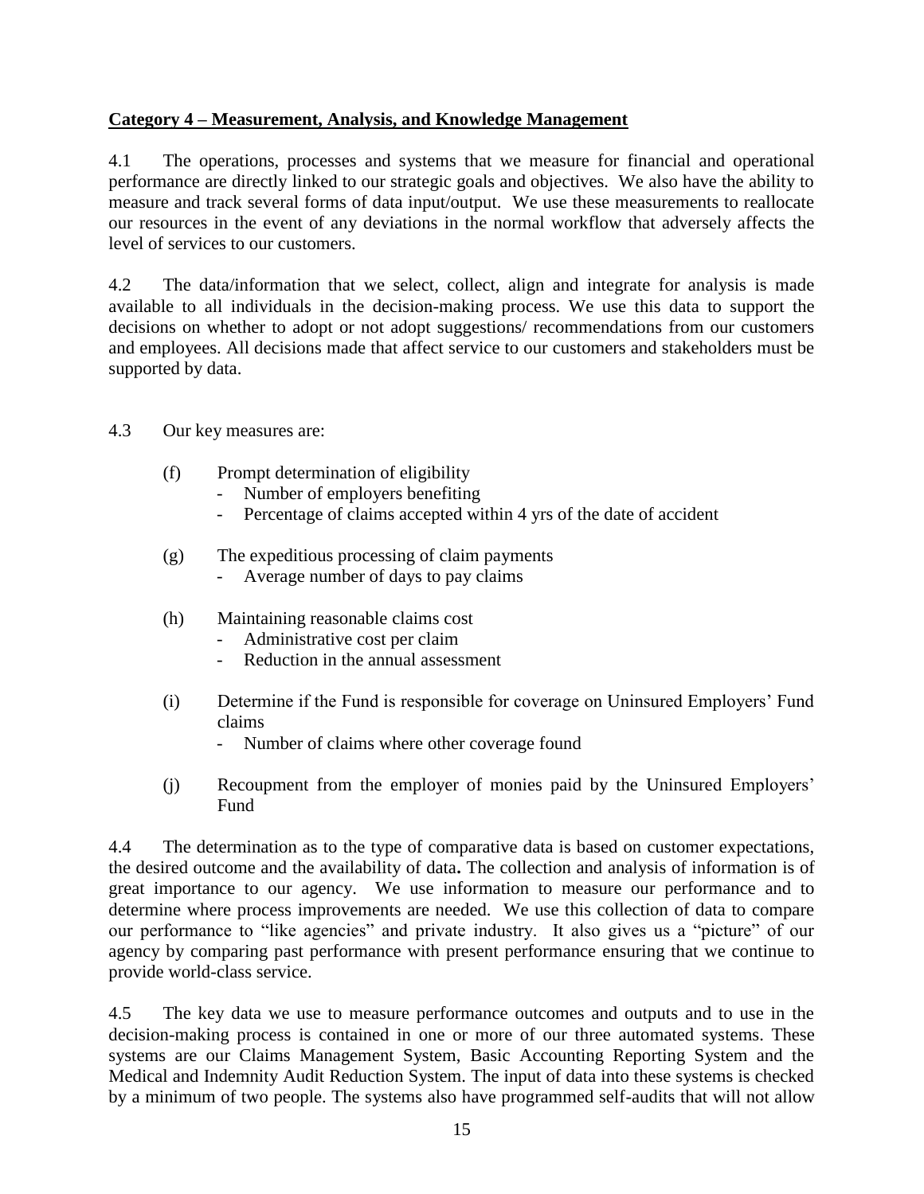**Category 4 – Measurement, Analysis, and Knowledge Management**

4.1 The operations, processes and systems that we measure for financial and operational performance are directly linked to our strategic goals and objectives. We also have the ability to measure and track several forms of data input/output. We use these measurements to reallocate our resources in the event of any deviations in the normal workflow that adversely affects the level of services to our customers.

4.2 The data/information that we select, collect, align and integrate for analysis is made available to all individuals in the decision-making process. We use this data to support the decisions on whether to adopt or not adopt suggestions/ recommendations from our customers and employees. All decisions made that affect service to our customers and stakeholders must be supported by data.

4.3 Our key measures are:

(f) Prompt determination of eligibility
- Number of employers benefiting
- Percentage of claims accepted within 4 yrs of the date of accident

(g) The expeditious processing of claim payments
- Average number of days to pay claims

(h) Maintaining reasonable claims cost
- Administrative cost per claim
- Reduction in the annual assessment

(i) Determine if the Fund is responsible for coverage on Uninsured Employers' Fund claims
- Number of claims where other coverage found

(j) Recoupment from the employer of monies paid by the Uninsured Employers' Fund

4.4 The determination as to the type of comparative data is based on customer expectations, the desired outcome and the availability of data**.** The collection and analysis of information is of great importance to our agency. We use information to measure our performance and to determine where process improvements are needed. We use this collection of data to compare our performance to "like agencies" and private industry. It also gives us a "picture" of our agency by comparing past performance with present performance ensuring that we continue to provide world-class service.

4.5 The key data we use to measure performance outcomes and outputs and to use in the decision-making process is contained in one or more of our three automated systems. These systems are our Claims Management System, Basic Accounting Reporting System and the Medical and Indemnity Audit Reduction System. The input of data into these systems is checked by a minimum of two people. The systems also have programmed self-audits that will not allow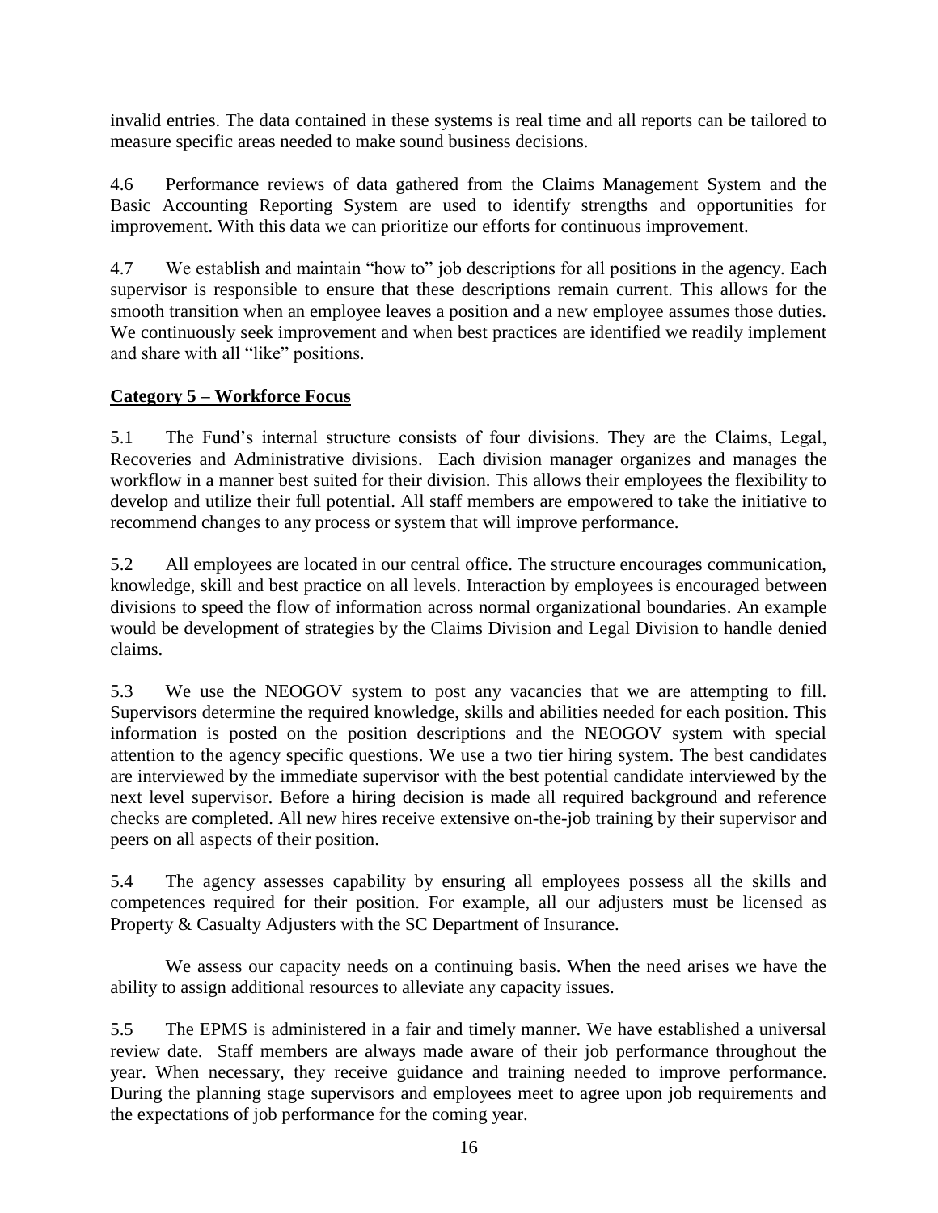invalid entries. The data contained in these systems is real time and all reports can be tailored to measure specific areas needed to make sound business decisions.

4.6 Performance reviews of data gathered from the Claims Management System and the Basic Accounting Reporting System are used to identify strengths and opportunities for improvement. With this data we can prioritize our efforts for continuous improvement.

4.7 We establish and maintain "how to" job descriptions for all positions in the agency. Each supervisor is responsible to ensure that these descriptions remain current. This allows for the smooth transition when an employee leaves a position and a new employee assumes those duties. We continuously seek improvement and when best practices are identified we readily implement and share with all "like" positions.

**Category 5 – Workforce Focus**

5.1 The Fund's internal structure consists of four divisions. They are the Claims, Legal, Recoveries and Administrative divisions. Each division manager organizes and manages the workflow in a manner best suited for their division. This allows their employees the flexibility to develop and utilize their full potential. All staff members are empowered to take the initiative to recommend changes to any process or system that will improve performance.

5.2 All employees are located in our central office. The structure encourages communication, knowledge, skill and best practice on all levels. Interaction by employees is encouraged between divisions to speed the flow of information across normal organizational boundaries. An example would be development of strategies by the Claims Division and Legal Division to handle denied claims.

5.3 We use the NEOGOV system to post any vacancies that we are attempting to fill. Supervisors determine the required knowledge, skills and abilities needed for each position. This information is posted on the position descriptions and the NEOGOV system with special attention to the agency specific questions. We use a two tier hiring system. The best candidates are interviewed by the immediate supervisor with the best potential candidate interviewed by the next level supervisor. Before a hiring decision is made all required background and reference checks are completed. All new hires receive extensive on-the-job training by their supervisor and peers on all aspects of their position.

5.4 The agency assesses capability by ensuring all employees possess all the skills and competences required for their position. For example, all our adjusters must be licensed as Property & Casualty Adjusters with the SC Department of Insurance.

We assess our capacity needs on a continuing basis. When the need arises we have the ability to assign additional resources to alleviate any capacity issues.

5.5 The EPMS is administered in a fair and timely manner. We have established a universal review date. Staff members are always made aware of their job performance throughout the year. When necessary, they receive guidance and training needed to improve performance. During the planning stage supervisors and employees meet to agree upon job requirements and the expectations of job performance for the coming year.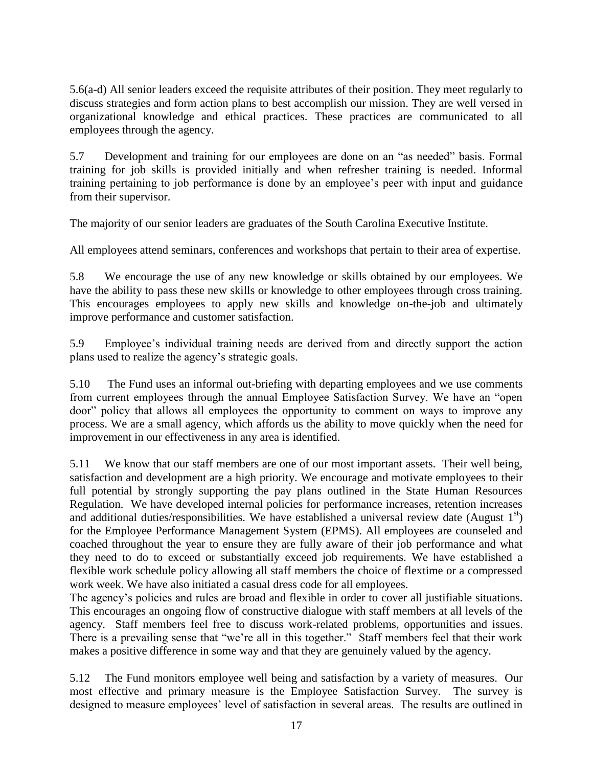5.6(a-d) All senior leaders exceed the requisite attributes of their position. They meet regularly to discuss strategies and form action plans to best accomplish our mission. They are well versed in organizational knowledge and ethical practices. These practices are communicated to all employees through the agency.

5.7 Development and training for our employees are done on an "as needed" basis. Formal training for job skills is provided initially and when refresher training is needed. Informal training pertaining to job performance is done by an employee's peer with input and guidance from their supervisor.

The majority of our senior leaders are graduates of the South Carolina Executive Institute.

All employees attend seminars, conferences and workshops that pertain to their area of expertise.

5.8 We encourage the use of any new knowledge or skills obtained by our employees. We have the ability to pass these new skills or knowledge to other employees through cross training. This encourages employees to apply new skills and knowledge on-the-job and ultimately improve performance and customer satisfaction.

5.9 Employee's individual training needs are derived from and directly support the action plans used to realize the agency's strategic goals.

5.10 The Fund uses an informal out-briefing with departing employees and we use comments from current employees through the annual Employee Satisfaction Survey. We have an "open door" policy that allows all employees the opportunity to comment on ways to improve any process. We are a small agency, which affords us the ability to move quickly when the need for improvement in our effectiveness in any area is identified.

5.11 We know that our staff members are one of our most important assets. Their well being, satisfaction and development are a high priority. We encourage and motivate employees to their full potential by strongly supporting the pay plans outlined in the State Human Resources Regulation. We have developed internal policies for performance increases, retention increases and additional duties/responsibilities. We have established a universal review date (August 1st) for the Employee Performance Management System (EPMS). All employees are counseled and coached throughout the year to ensure they are fully aware of their job performance and what they need to do to exceed or substantially exceed job requirements. We have established a flexible work schedule policy allowing all staff members the choice of flextime or a compressed work week. We have also initiated a casual dress code for all employees.

The agency's policies and rules are broad and flexible in order to cover all justifiable situations. This encourages an ongoing flow of constructive dialogue with staff members at all levels of the agency. Staff members feel free to discuss work-related problems, opportunities and issues. There is a prevailing sense that "we're all in this together." Staff members feel that their work makes a positive difference in some way and that they are genuinely valued by the agency.

5.12 The Fund monitors employee well being and satisfaction by a variety of measures. Our most effective and primary measure is the Employee Satisfaction Survey. The survey is designed to measure employees' level of satisfaction in several areas. The results are outlined in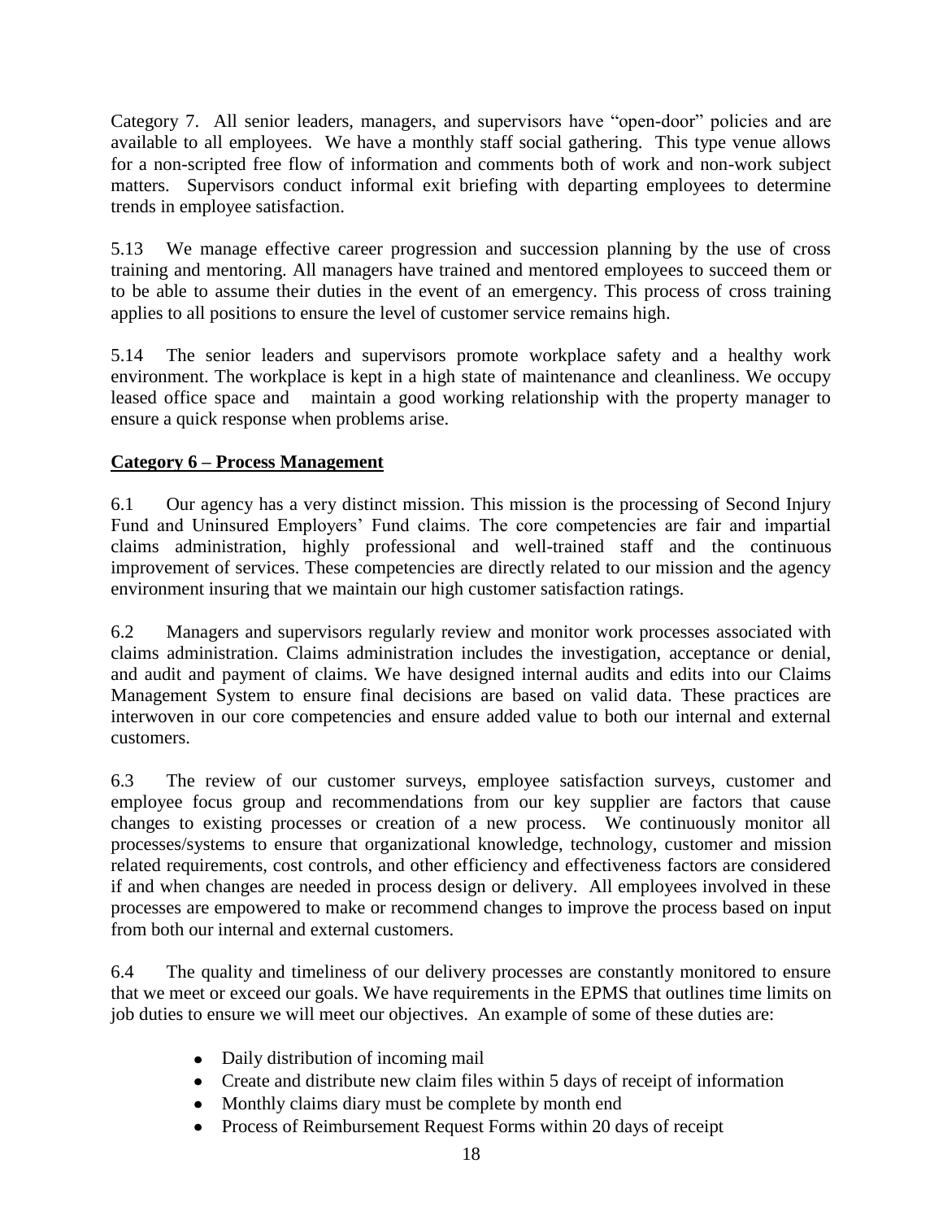Category 7. All senior leaders, managers, and supervisors have "open-door" policies and are available to all employees. We have a monthly staff social gathering. This type venue allows for a non-scripted free flow of information and comments both of work and non-work subject matters. Supervisors conduct informal exit briefing with departing employees to determine trends in employee satisfaction.

5.13 We manage effective career progression and succession planning by the use of cross training and mentoring. All managers have trained and mentored employees to succeed them or to be able to assume their duties in the event of an emergency. This process of cross training applies to all positions to ensure the level of customer service remains high.

5.14 The senior leaders and supervisors promote workplace safety and a healthy work environment. The workplace is kept in a high state of maintenance and cleanliness. We occupy leased office space and maintain a good working relationship with the property manager to ensure a quick response when problems arise.

**Category 6 – Process Management**

6.1 Our agency has a very distinct mission. This mission is the processing of Second Injury Fund and Uninsured Employers' Fund claims. The core competencies are fair and impartial claims administration, highly professional and well-trained staff and the continuous improvement of services. These competencies are directly related to our mission and the agency environment insuring that we maintain our high customer satisfaction ratings.

6.2 Managers and supervisors regularly review and monitor work processes associated with claims administration. Claims administration includes the investigation, acceptance or denial, and audit and payment of claims. We have designed internal audits and edits into our Claims Management System to ensure final decisions are based on valid data. These practices are interwoven in our core competencies and ensure added value to both our internal and external customers.

6.3 The review of our customer surveys, employee satisfaction surveys, customer and employee focus group and recommendations from our key supplier are factors that cause changes to existing processes or creation of a new process. We continuously monitor all processes/systems to ensure that organizational knowledge, technology, customer and mission related requirements, cost controls, and other efficiency and effectiveness factors are considered if and when changes are needed in process design or delivery. All employees involved in these processes are empowered to make or recommend changes to improve the process based on input from both our internal and external customers.

6.4 The quality and timeliness of our delivery processes are constantly monitored to ensure that we meet or exceed our goals. We have requirements in the EPMS that outlines time limits on job duties to ensure we will meet our objectives. An example of some of these duties are:

- Daily distribution of incoming mail
- Create and distribute new claim files within 5 days of receipt of information
- Monthly claims diary must be complete by month end
- Process of Reimbursement Request Forms within 20 days of receipt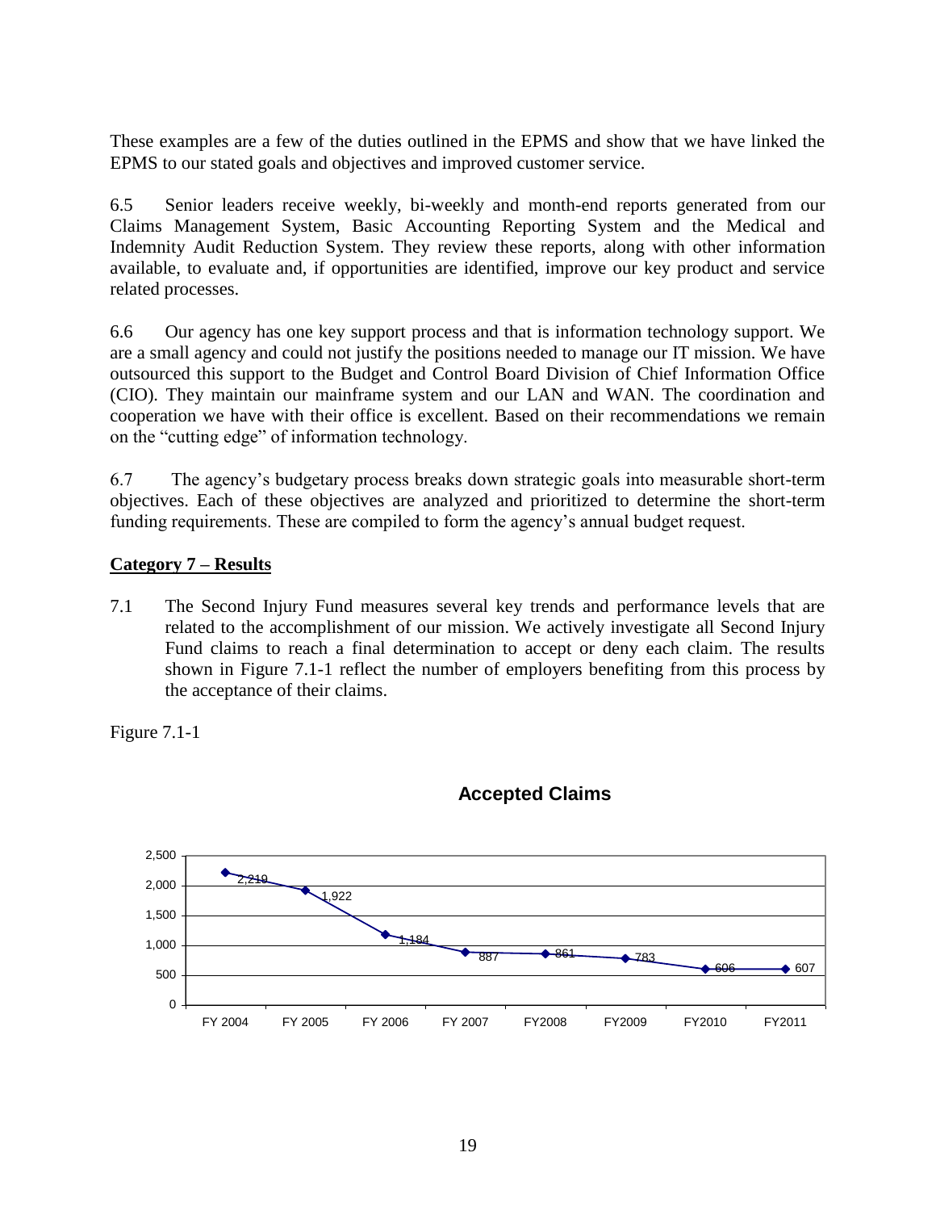These examples are a few of the duties outlined in the EPMS and show that we have linked the EPMS to our stated goals and objectives and improved customer service.

6.5 Senior leaders receive weekly, bi-weekly and month-end reports generated from our Claims Management System, Basic Accounting Reporting System and the Medical and Indemnity Audit Reduction System. They review these reports, along with other information available, to evaluate and, if opportunities are identified, improve our key product and service related processes.

6.6 Our agency has one key support process and that is information technology support. We are a small agency and could not justify the positions needed to manage our IT mission. We have outsourced this support to the Budget and Control Board Division of Chief Information Office (CIO). They maintain our mainframe system and our LAN and WAN. The coordination and cooperation we have with their office is excellent. Based on their recommendations we remain on the "cutting edge" of information technology.

6.7 The agency's budgetary process breaks down strategic goals into measurable short-term objectives. Each of these objectives are analyzed and prioritized to determine the short-term funding requirements. These are compiled to form the agency's annual budget request.

**Category 7 – Results**

7.1 The Second Injury Fund measures several key trends and performance levels that are related to the accomplishment of our mission. We actively investigate all Second Injury Fund claims to reach a final determination to accept or deny each claim. The results shown in Figure 7.1-1 reflect the number of employers benefiting from this process by the acceptance of their claims.

Figure 7.1-1

**Accepted Claims**

| Fiscal Year | Accepted Claims |
|---|---|
| FY 2004 | 2,219 |
| FY 2005 | 1,922 |
| FY 2006 | 1,184 |
| FY 2007 | 887 |
| FY2008 | 861 |
| FY2009 | 783 |
| FY2010 | 606 |
| FY2011 | 607 |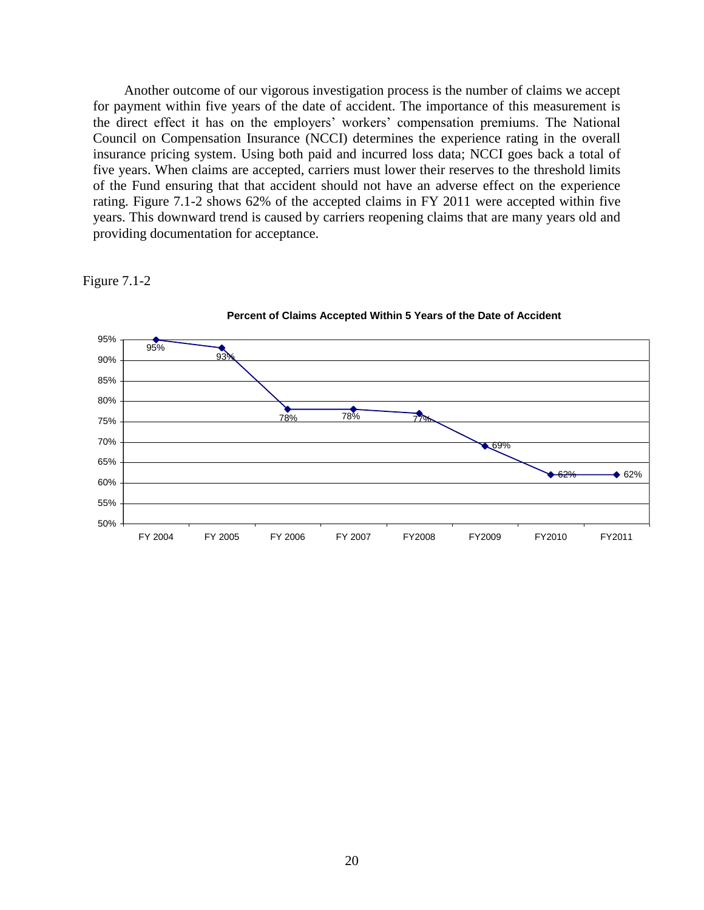Another outcome of our vigorous investigation process is the number of claims we accept for payment within five years of the date of accident. The importance of this measurement is the direct effect it has on the employers' workers' compensation premiums. The National Council on Compensation Insurance (NCCI) determines the experience rating in the overall insurance pricing system. Using both paid and incurred loss data; NCCI goes back a total of five years. When claims are accepted, carriers must lower their reserves to the threshold limits of the Fund ensuring that that accident should not have an adverse effect on the experience rating. Figure 7.1-2 shows 62% of the accepted claims in FY 2011 were accepted within five years. This downward trend is caused by carriers reopening claims that are many years old and providing documentation for acceptance.

Figure 7.1-2

**Percent of Claims Accepted Within 5 Years of the Date of Accident**

| Fiscal Year | Percent |
| --- | --- |
| FY 2004 | 95% |
| FY 2005 | 93% |
| FY 2006 | 78% |
| FY 2007 | 78% |
| FY2008 | 77% |
| FY2009 | 69% |
| FY2010 | 62% |
| FY2011 | 62% |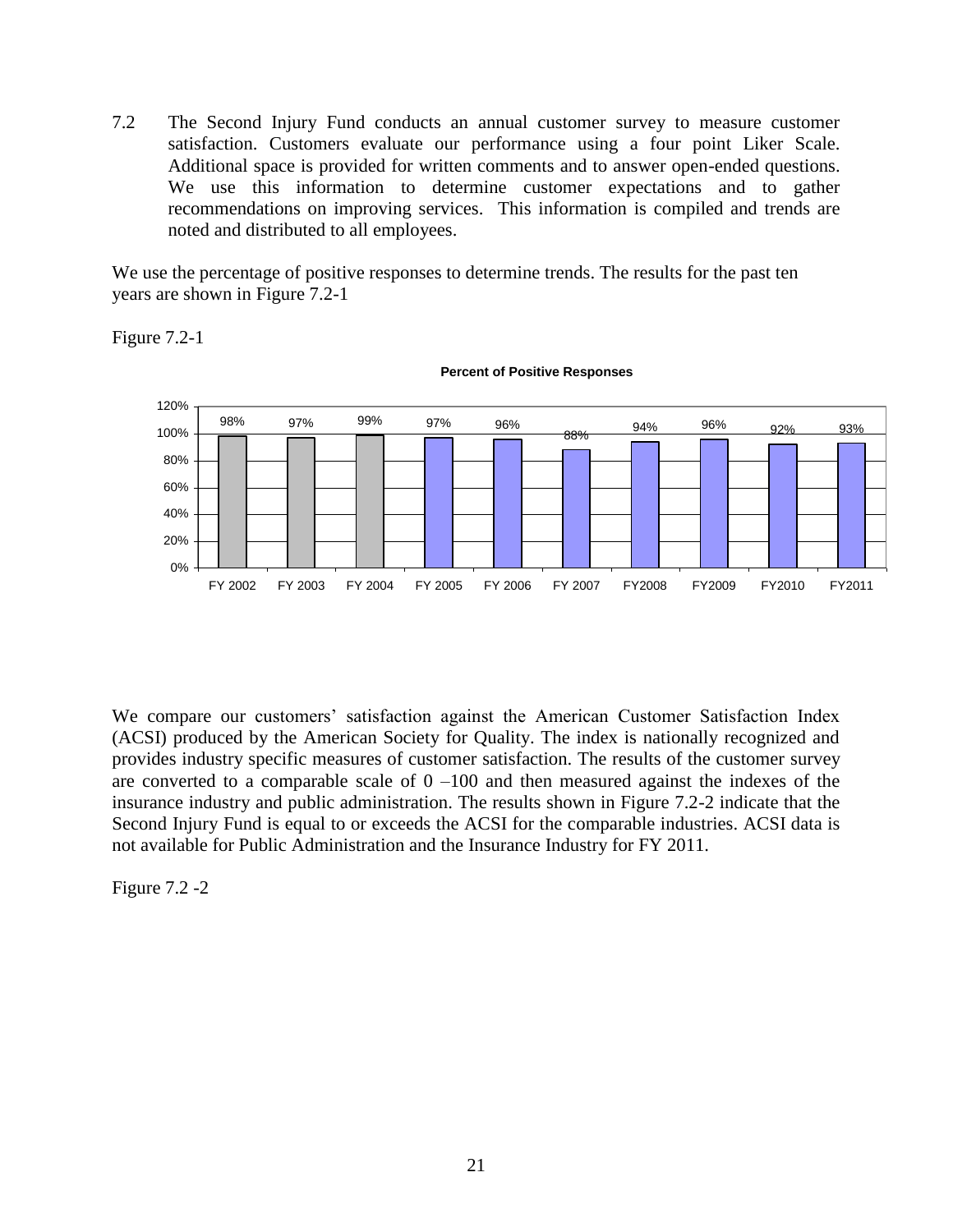7.2 The Second Injury Fund conducts an annual customer survey to measure customer satisfaction. Customers evaluate our performance using a four point Liker Scale. Additional space is provided for written comments and to answer open-ended questions. We use this information to determine customer expectations and to gather recommendations on improving services. This information is compiled and trends are noted and distributed to all employees.

We use the percentage of positive responses to determine trends. The results for the past ten years are shown in Figure 7.2-1

Figure 7.2-1

**Percent of Positive Responses**

| FY 2002 | FY 2003 | FY 2004 | FY 2005 | FY 2006 | FY 2007 | FY2008 | FY2009 | FY2010 | FY2011 |
|---|---|---|---|---|---|---|---|---|---|
| 98% | 97% | 99% | 97% | 96% | 88% | 94% | 96% | 92% | 93% |

We compare our customers' satisfaction against the American Customer Satisfaction Index (ACSI) produced by the American Society for Quality. The index is nationally recognized and provides industry specific measures of customer satisfaction. The results of the customer survey are converted to a comparable scale of 0 –100 and then measured against the indexes of the insurance industry and public administration. The results shown in Figure 7.2-2 indicate that the Second Injury Fund is equal to or exceeds the ACSI for the comparable industries. ACSI data is not available for Public Administration and the Insurance Industry for FY 2011.

Figure 7.2 -2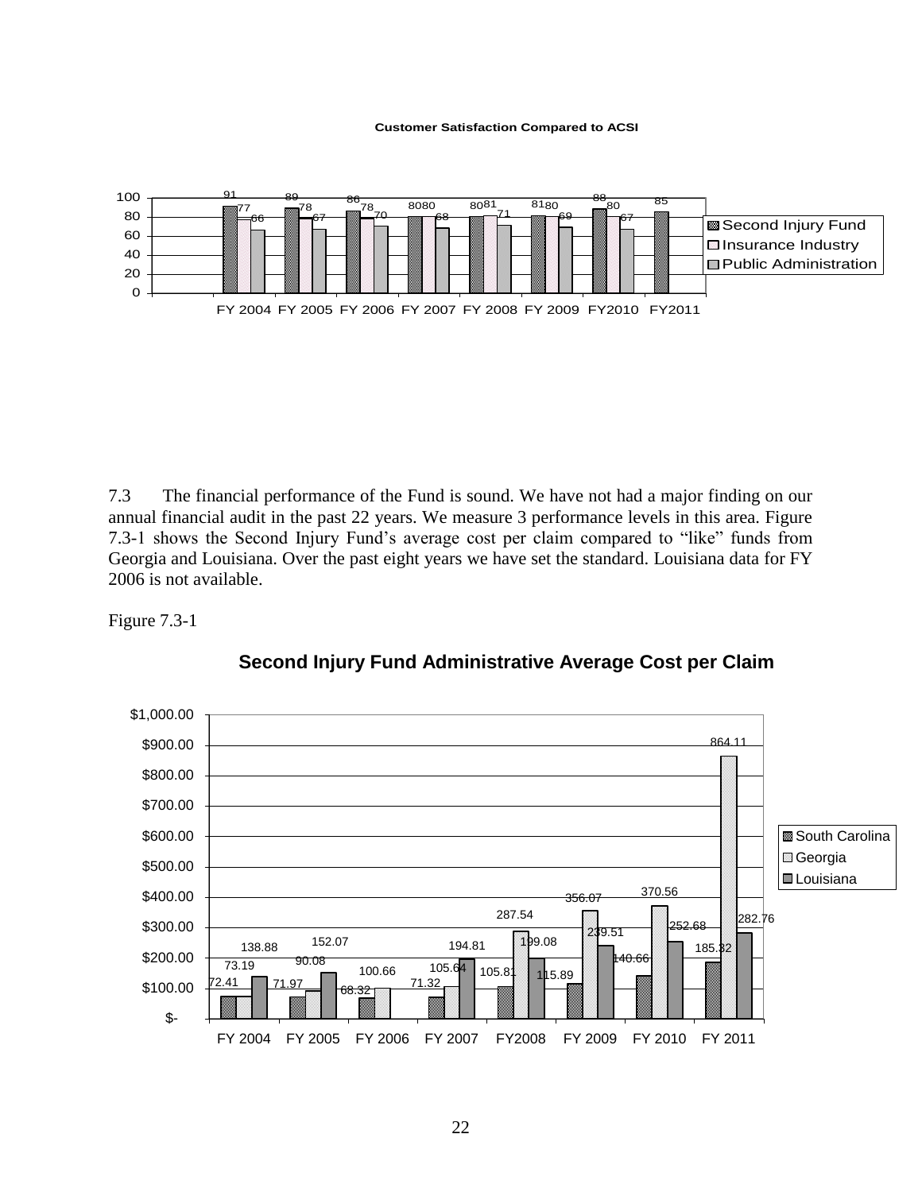**Customer Satisfaction Compared to ACSI**

| | FY 2004 | FY 2005 | FY 2006 | FY 2007 | FY 2008 | FY 2009 | FY2010 | FY2011 |
|---|---|---|---|---|---|---|---|---|
| Second Injury Fund | 91 | 89 | 86 | 80 | 80 | 81 | 88 | 85 |
| Insurance Industry | 77 | 78 | 78 | 80 | 81 | 80 | 80 | |
| Public Administration | 66 | 67 | 70 | 68 | 71 | 69 | 67 | |

7.3 The financial performance of the Fund is sound. We have not had a major finding on our annual financial audit in the past 22 years. We measure 3 performance levels in this area. Figure 7.3-1 shows the Second Injury Fund's average cost per claim compared to "like" funds from Georgia and Louisiana. Over the past eight years we have set the standard. Louisiana data for FY 2006 is not available.

Figure 7.3-1

**Second Injury Fund Administrative Average Cost per Claim**

| | FY 2004 | FY 2005 | FY 2006 | FY 2007 | FY2008 | FY 2009 | FY 2010 | FY 2011 |
|---|---|---|---|---|---|---|---|---|
| South Carolina | 72.41 | 71.97 | 68.32 | 71.32 | 105.81 | 115.89 | 140.66 | 185.32 |
| Georgia | 73.19 | 90.08 | 100.66 | 105.64 | 287.54 | 356.07 | 370.56 | 864.11 |
| Louisiana | 138.88 | 152.07 | | 194.81 | 199.08 | 239.51 | 252.68 | 282.76 |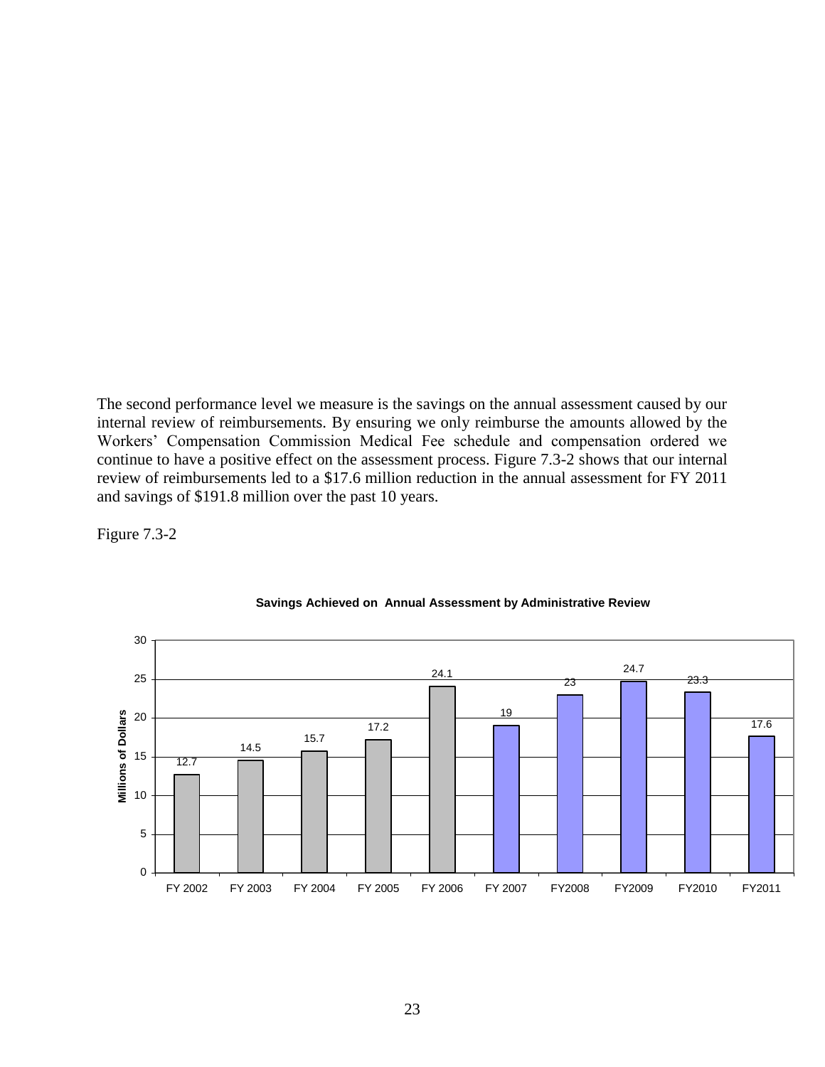The second performance level we measure is the savings on the annual assessment caused by our internal review of reimbursements. By ensuring we only reimburse the amounts allowed by the Workers' Compensation Commission Medical Fee schedule and compensation ordered we continue to have a positive effect on the assessment process. Figure 7.3-2 shows that our internal review of reimbursements led to a $17.6 million reduction in the annual assessment for FY 2011 and savings of $191.8 million over the past 10 years.

Figure 7.3-2

**Savings Achieved on Annual Assessment by Administrative Review**

| Fiscal Year | Millions of Dollars |
|---|---|
| FY 2002 | 12.7 |
| FY 2003 | 14.5 |
| FY 2004 | 15.7 |
| FY 2005 | 17.2 |
| FY 2006 | 24.1 |
| FY 2007 | 19 |
| FY2008 | 23 |
| FY2009 | 24.7 |
| FY2010 | 23.3 |
| FY2011 | 17.6 |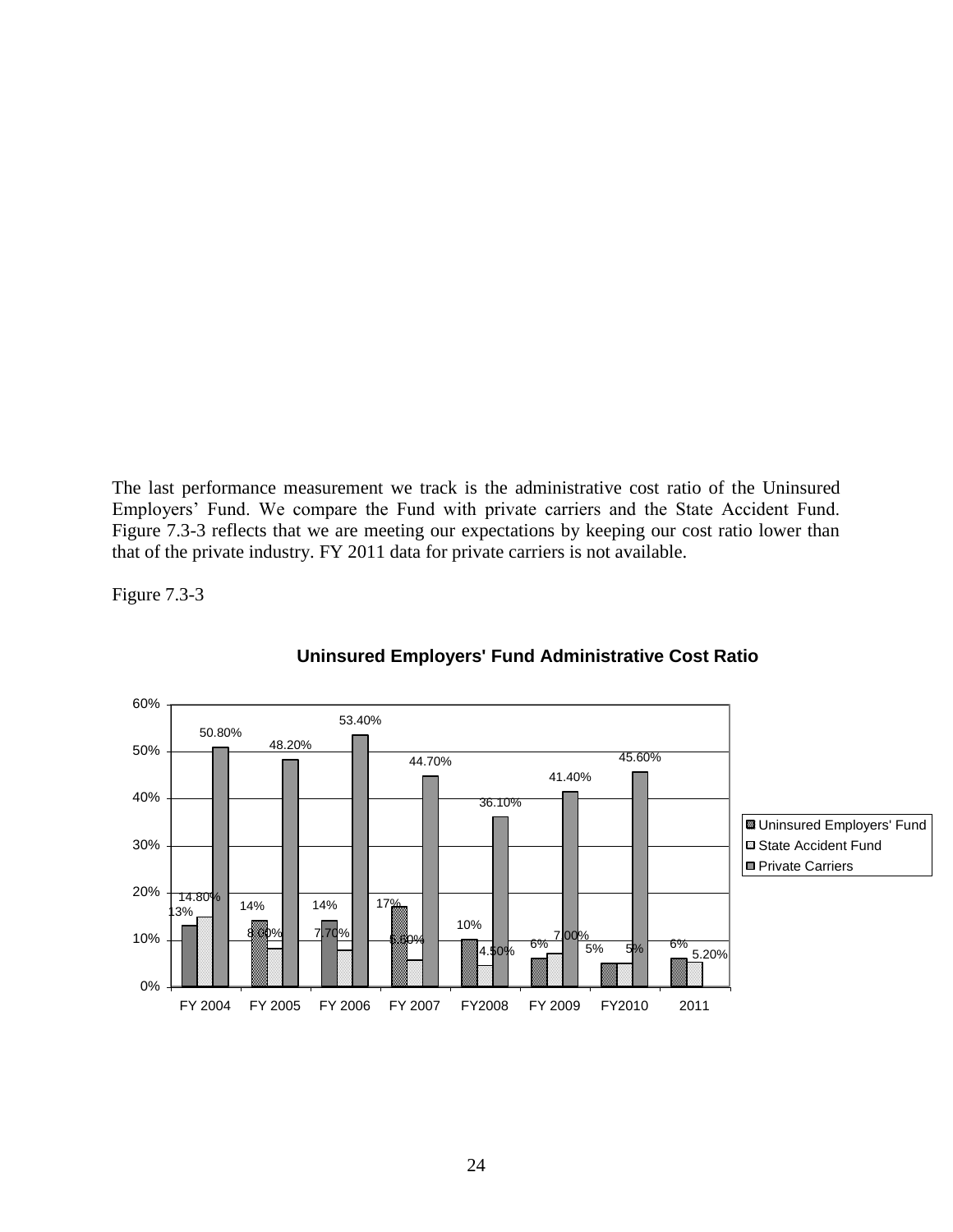The last performance measurement we track is the administrative cost ratio of the Uninsured Employers' Fund. We compare the Fund with private carriers and the State Accident Fund. Figure 7.3-3 reflects that we are meeting our expectations by keeping our cost ratio lower than that of the private industry. FY 2011 data for private carriers is not available.

Figure 7.3-3

**Uninsured Employers' Fund Administrative Cost Ratio**

| | Uninsured Employers' Fund | State Accident Fund | Private Carriers |
|---|---|---|---|
| FY 2004 | 13% | 14.80% | 50.80% |
| FY 2005 | 14% | 8.10% | 48.20% |
| FY 2006 | 14% | 7.70% | 53.40% |
| FY 2007 | 17% | 5.60% | 44.70% |
| FY2008 | 10% | 4.50% | 36.10% |
| FY 2009 | 6% | 7.00% | 41.40% |
| FY2010 | 5% | 5% | 45.60% |
| 2011 | 6% | 5.20% | |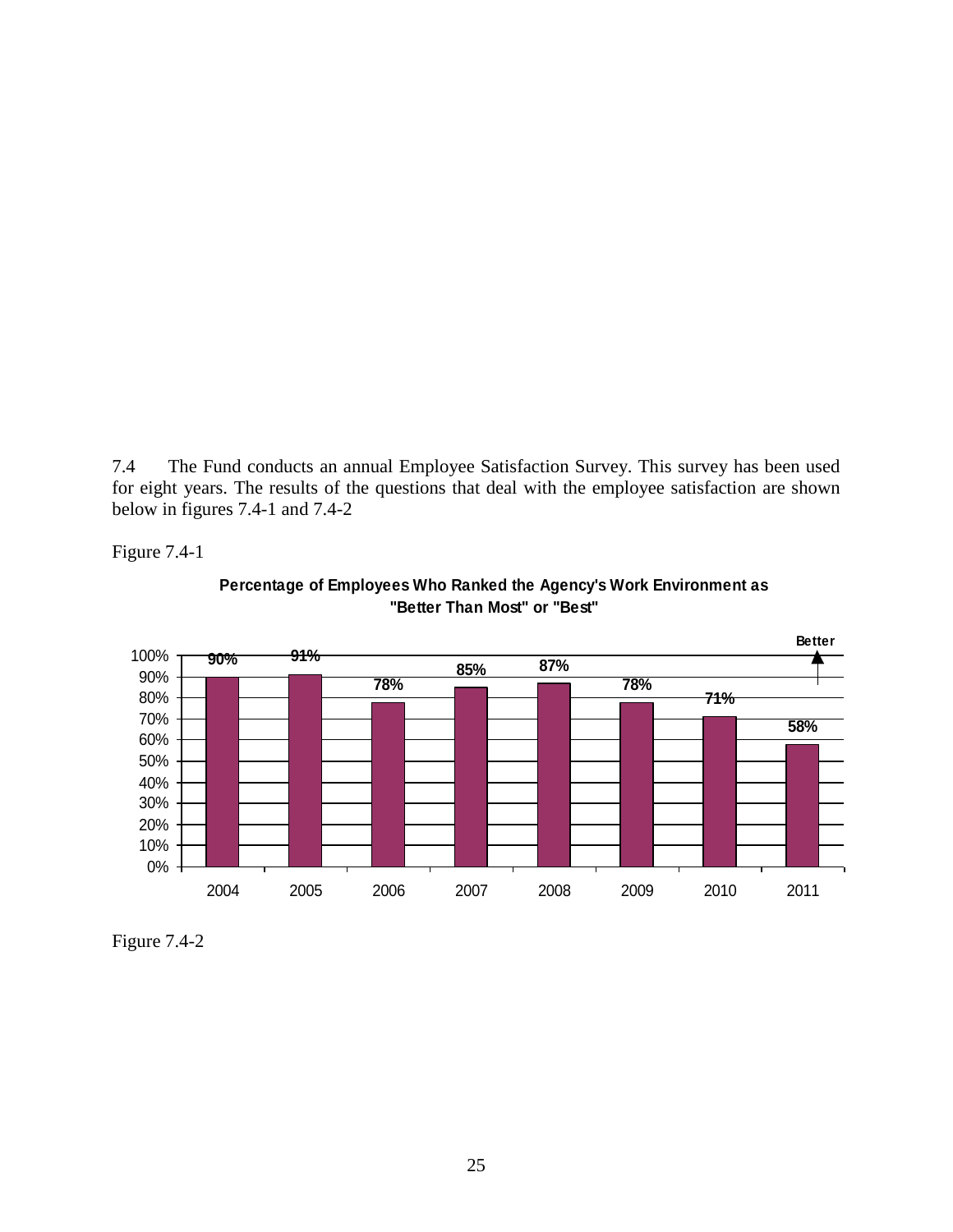7.4 The Fund conducts an annual Employee Satisfaction Survey. This survey has been used for eight years. The results of the questions that deal with the employee satisfaction are shown below in figures 7.4-1 and 7.4-2

Figure 7.4-1

**Percentage of Employees Who Ranked the Agency's Work Environment as "Better Than Most" or "Best"**

| Year | Percentage |
|---|---|
| 2004 | 90% |
| 2005 | 91% |
| 2006 | 78% |
| 2007 | 85% |
| 2008 | 87% |
| 2009 | 78% |
| 2010 | 71% |
| 2011 | 58% |

Better ▲

Figure 7.4-2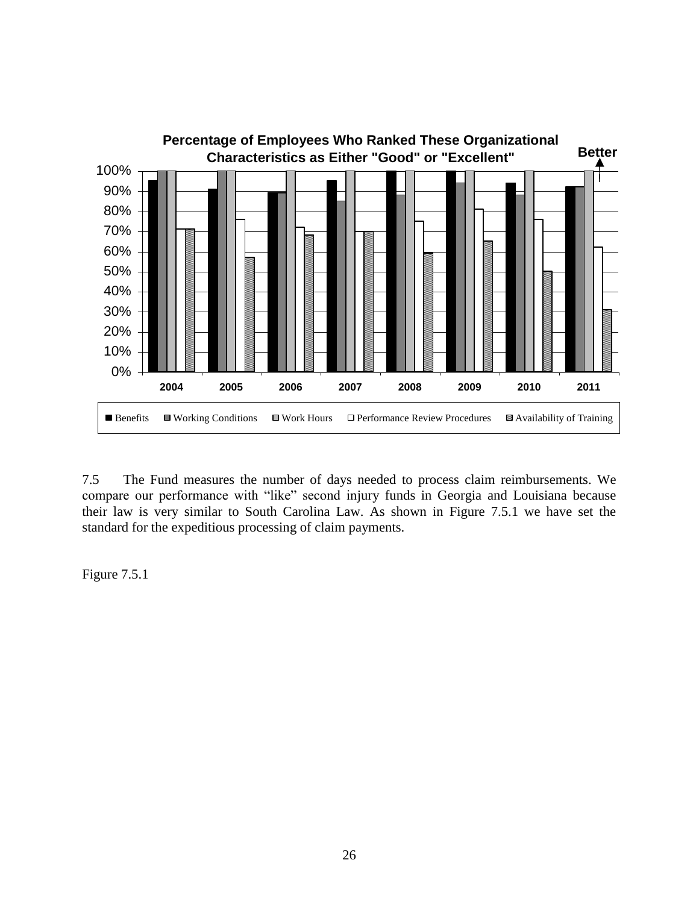**Percentage of Employees Who Ranked These Organizational Characteristics as Either "Good" or "Excellent"**

7.5 The Fund measures the number of days needed to process claim reimbursements. We compare our performance with "like" second injury funds in Georgia and Louisiana because their law is very similar to South Carolina Law. As shown in Figure 7.5.1 we have set the standard for the expeditious processing of claim payments.

Figure 7.5.1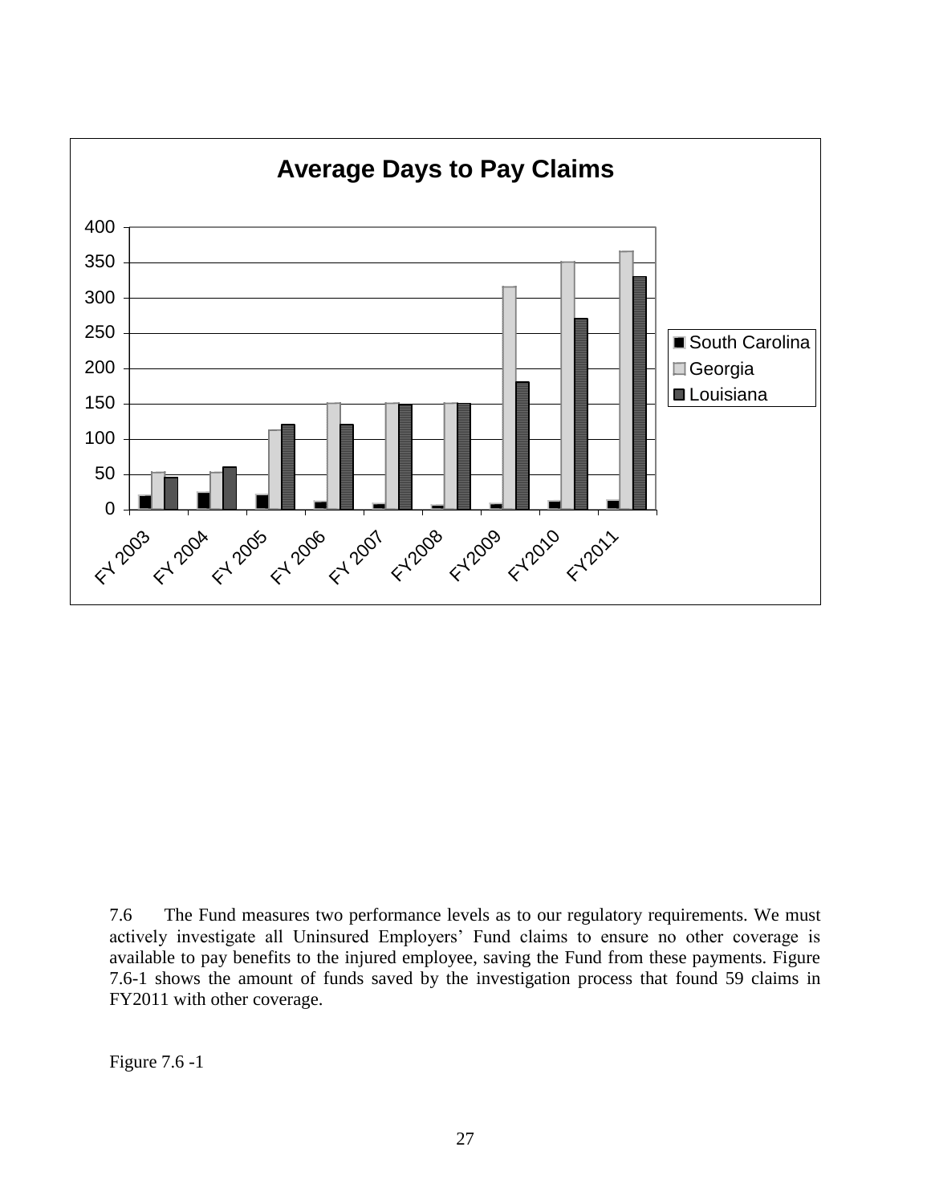**Average Days to Pay Claims**

7.6 The Fund measures two performance levels as to our regulatory requirements. We must actively investigate all Uninsured Employers' Fund claims to ensure no other coverage is available to pay benefits to the injured employee, saving the Fund from these payments. Figure 7.6-1 shows the amount of funds saved by the investigation process that found 59 claims in FY2011 with other coverage.

Figure 7.6 -1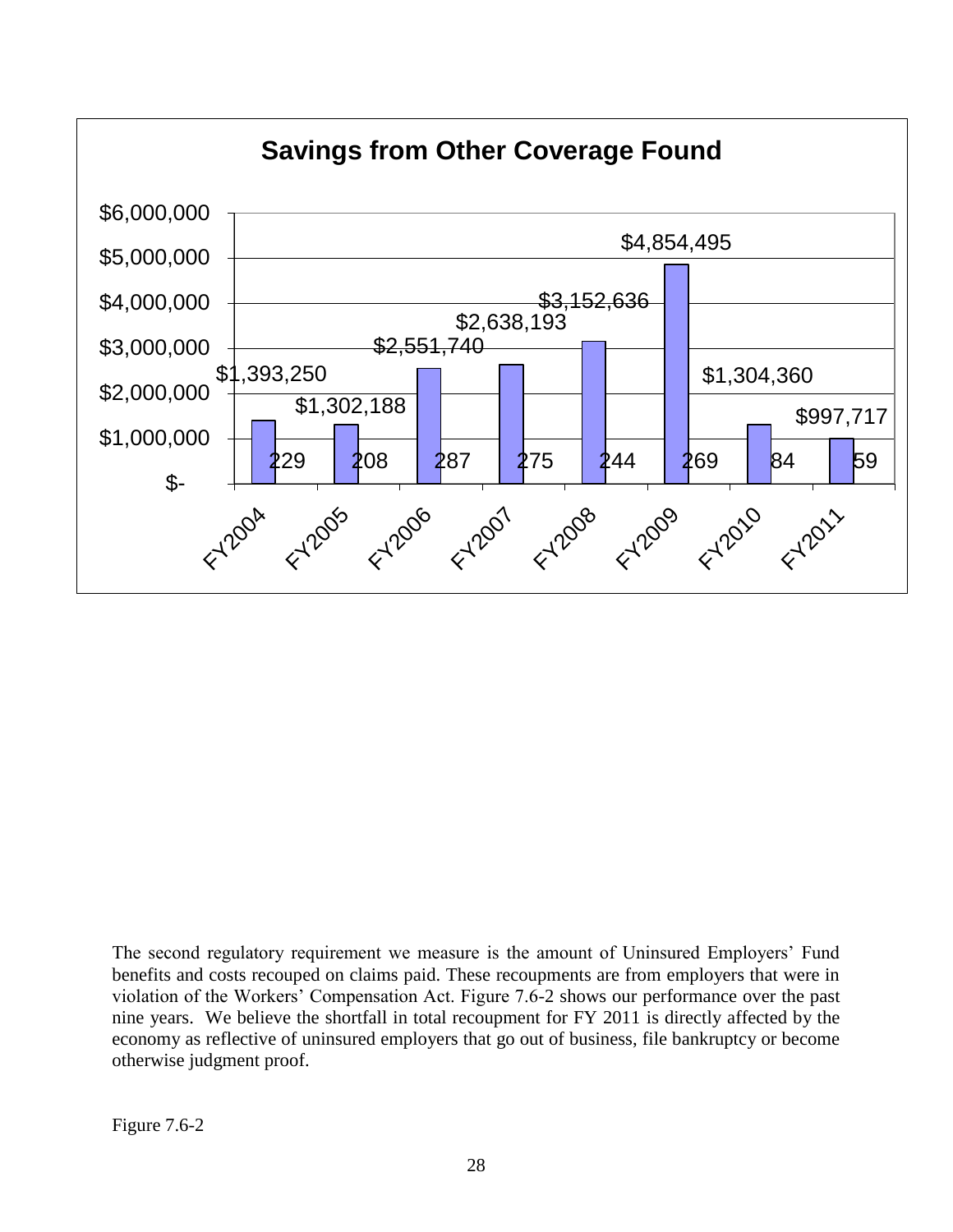**Savings from Other Coverage Found**

| Fiscal Year | Savings | Count |
|---|---|---|
| FY2004 | $1,393,250 | 229 |
| FY2005 | $1,302,188 | 208 |
| FY2006 | $2,551,740 | 287 |
| FY2007 | $2,638,193 | 275 |
| FY2008 | $3,152,636 | 244 |
| FY2009 | $4,854,495 | 269 |
| FY2010 | $1,304,360 | 84 |
| FY2011 | $997,717 | 59 |

The second regulatory requirement we measure is the amount of Uninsured Employers' Fund benefits and costs recouped on claims paid. These recoupments are from employers that were in violation of the Workers' Compensation Act. Figure 7.6-2 shows our performance over the past nine years. We believe the shortfall in total recoupment for FY 2011 is directly affected by the economy as reflective of uninsured employers that go out of business, file bankruptcy or become otherwise judgment proof.

Figure 7.6-2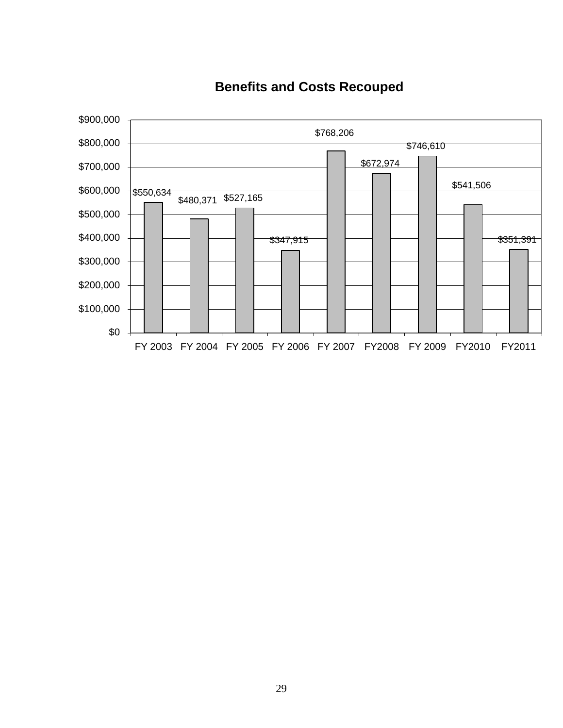**Benefits and Costs Recouped**

$900,000
$800,000
$700,000
$600,000
$500,000
$400,000
$300,000
$200,000
$100,000
$0

$550,634
$480,371
$527,165
$347,915
$768,206
$672,974
$746,610
$541,506
$351,391

FY 2003 FY 2004 FY 2005 FY 2006 FY 2007 FY2008 FY 2009 FY2010 FY2011